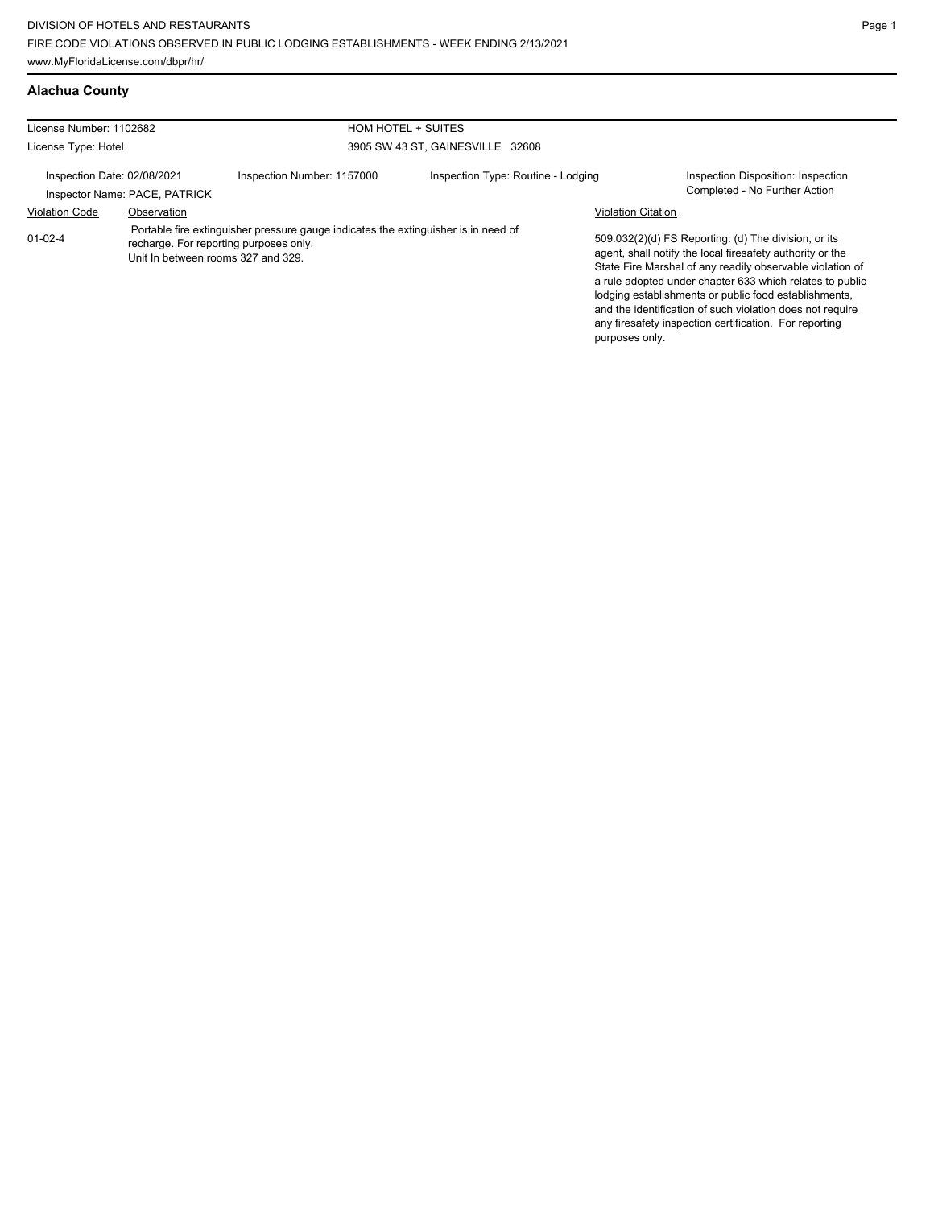DIVISION OF HOTELS AND RESTAURANTS
FIRE CODE VIOLATIONS OBSERVED IN PUBLIC LODGING ESTABLISHMENTS - WEEK ENDING 2/13/2021
www.MyFloridaLicense.com/dbpr/hr/

## Alachua County

License Number: 1102682
License Type: Hotel

HOM HOTEL + SUITES
3905 SW 43 ST, GAINESVILLE 32608

Inspection Date: 02/08/2021
Inspector Name: PACE, PATRICK
Inspection Number: 1157000
Inspection Type: Routine - Lodging
Inspection Disposition: Inspection Completed - No Further Action

| Violation Code | Observation | Violation Citation |
| --- | --- | --- |
| 01-02-4 | Portable fire extinguisher pressure gauge indicates the extinguisher is in need of recharge. For reporting purposes only. Unit In between rooms 327 and 329. | 509.032(2)(d) FS Reporting: (d) The division, or its agent, shall notify the local firesafety authority or the State Fire Marshal of any readily observable violation of a rule adopted under chapter 633 which relates to public lodging establishments or public food establishments, and the identification of such violation does not require any firesafety inspection certification. For reporting purposes only. |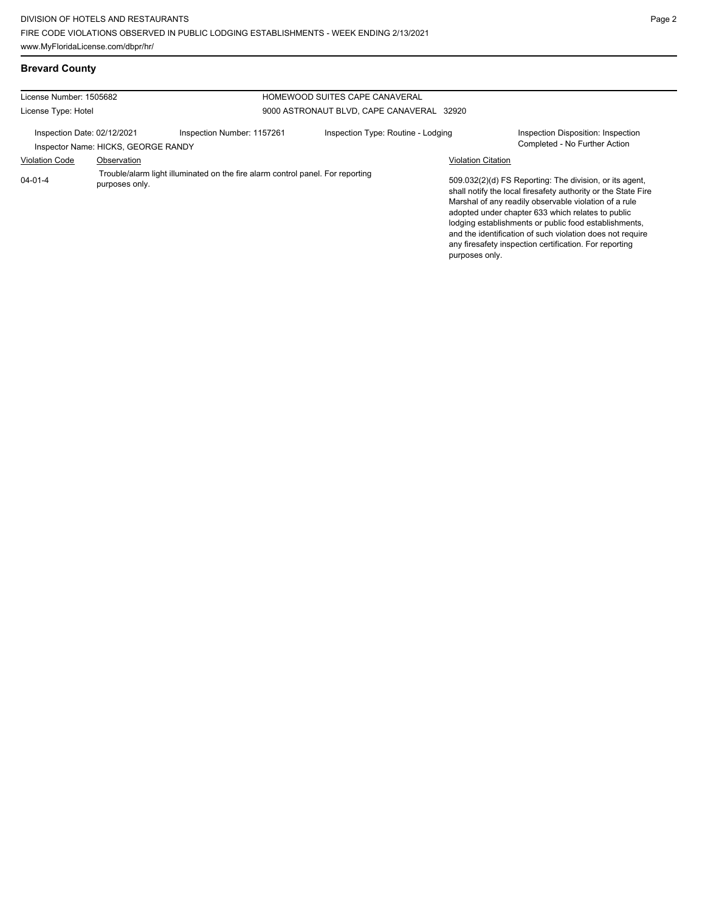## Brevard County

License Number: 1505682

License Type: Hotel

HOMEWOOD SUITES CAPE CANAVERAL

9000 ASTRONAUT BLVD, CAPE CANAVERAL 32920

Inspection Date: 02/12/2021

Inspection Number: 1157261

Inspection Type: Routine - Lodging

Inspection Disposition: Inspection Completed - No Further Action

Inspector Name: HICKS, GEORGE RANDY

| Violation Code | Observation | Violation Citation |
| --- | --- | --- |
| 04-01-4 | Trouble/alarm light illuminated on the fire alarm control panel. For reporting purposes only. | 509.032(2)(d) FS Reporting: The division, or its agent, shall notify the local firesafety authority or the State Fire Marshal of any readily observable violation of a rule adopted under chapter 633 which relates to public lodging establishments or public food establishments, and the identification of such violation does not require any firesafety inspection certification. For reporting purposes only. |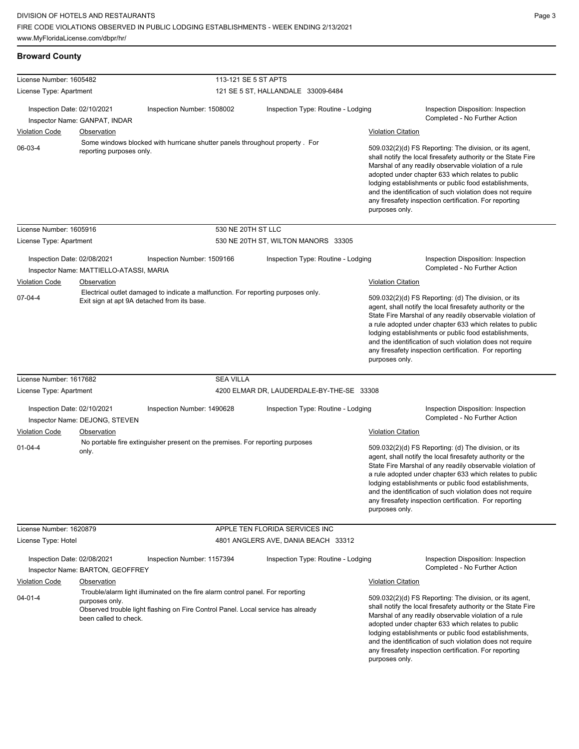## Broward County

**License Number:** 1605482 — 113-121 SE 5 ST APTS
**License Type:** Apartment — 121 SE 5 ST, HALLANDALE 33009-6484

Inspection Date: 02/10/2021 | Inspection Number: 1508002 | Inspection Type: Routine - Lodging | Inspection Disposition: Inspection Completed - No Further Action
Inspector Name: GANPAT, INDAR

| Violation Code | Observation | Violation Citation |
|---|---|---|
| 06-03-4 | Some windows blocked with hurricane shutter panels throughout property . For reporting purposes only. | 509.032(2)(d) FS Reporting: The division, or its agent, shall notify the local firesafety authority or the State Fire Marshal of any readily observable violation of a rule adopted under chapter 633 which relates to public lodging establishments or public food establishments, and the identification of such violation does not require any firesafety inspection certification. For reporting purposes only. |

**License Number:** 1605916 — 530 NE 20TH ST LLC
**License Type:** Apartment — 530 NE 20TH ST, WILTON MANORS 33305

Inspection Date: 02/08/2021 | Inspection Number: 1509166 | Inspection Type: Routine - Lodging | Inspection Disposition: Inspection Completed - No Further Action
Inspector Name: MATTIELLO-ATASSI, MARIA

| Violation Code | Observation | Violation Citation |
|---|---|---|
| 07-04-4 | Electrical outlet damaged to indicate a malfunction. For reporting purposes only. Exit sign at apt 9A detached from its base. | 509.032(2)(d) FS Reporting: (d) The division, or its agent, shall notify the local firesafety authority or the State Fire Marshal of any readily observable violation of a rule adopted under chapter 633 which relates to public lodging establishments or public food establishments, and the identification of such violation does not require any firesafety inspection certification. For reporting purposes only. |

**License Number:** 1617682 — SEA VILLA
**License Type:** Apartment — 4200 ELMAR DR, LAUDERDALE-BY-THE-SE 33308

Inspection Date: 02/10/2021 | Inspection Number: 1490628 | Inspection Type: Routine - Lodging | Inspection Disposition: Inspection Completed - No Further Action
Inspector Name: DEJONG, STEVEN

| Violation Code | Observation | Violation Citation |
|---|---|---|
| 01-04-4 | No portable fire extinguisher present on the premises. For reporting purposes only. | 509.032(2)(d) FS Reporting: (d) The division, or its agent, shall notify the local firesafety authority or the State Fire Marshal of any readily observable violation of a rule adopted under chapter 633 which relates to public lodging establishments or public food establishments, and the identification of such violation does not require any firesafety inspection certification. For reporting purposes only. |

**License Number:** 1620879 — APPLE TEN FLORIDA SERVICES INC
**License Type:** Hotel — 4801 ANGLERS AVE, DANIA BEACH 33312

Inspection Date: 02/08/2021 | Inspection Number: 1157394 | Inspection Type: Routine - Lodging | Inspection Disposition: Inspection Completed - No Further Action
Inspector Name: BARTON, GEOFFREY

| Violation Code | Observation | Violation Citation |
|---|---|---|
| 04-01-4 | Trouble/alarm light illuminated on the fire alarm control panel. For reporting purposes only. Observed trouble light flashing on Fire Control Panel. Local service has already been called to check. | 509.032(2)(d) FS Reporting: The division, or its agent, shall notify the local firesafety authority or the State Fire Marshal of any readily observable violation of a rule adopted under chapter 633 which relates to public lodging establishments or public food establishments, and the identification of such violation does not require any firesafety inspection certification. For reporting purposes only. |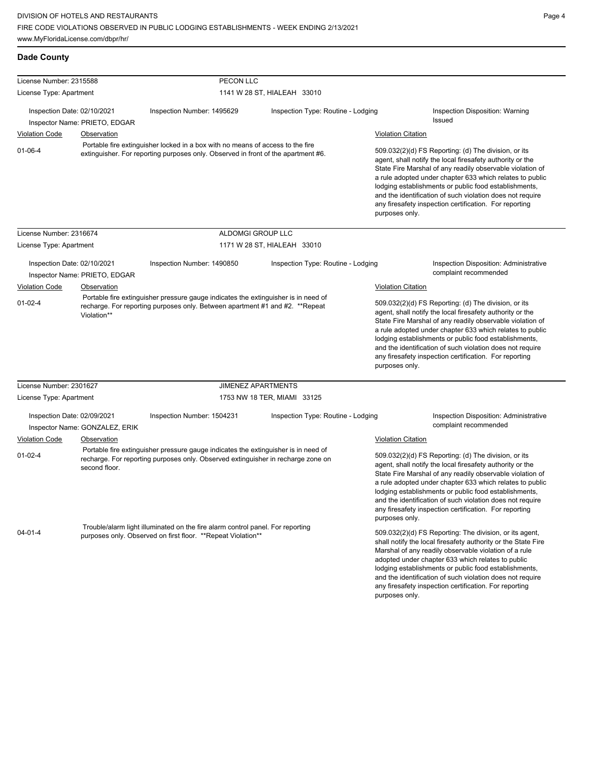## Dade County

**License Number:** 2315588 — **PECON LLC**
**License Type:** Apartment — 1141 W 28 ST, HIALEAH 33010

Inspection Date: 02/10/2021 | Inspection Number: 1495629 | Inspection Type: Routine - Lodging | Inspection Disposition: Warning Issued
Inspector Name: PRIETO, EDGAR

| Violation Code | Observation | Violation Citation |
|---|---|---|
| 01-06-4 | Portable fire extinguisher locked in a box with no means of access to the fire extinguisher. For reporting purposes only. Observed in front of the apartment #6. | 509.032(2)(d) FS Reporting: (d) The division, or its agent, shall notify the local firesafety authority or the State Fire Marshal of any readily observable violation of a rule adopted under chapter 633 which relates to public lodging establishments or public food establishments, and the identification of such violation does not require any firesafety inspection certification. For reporting purposes only. |

---

**License Number:** 2316674 — **ALDOMGI GROUP LLC**
**License Type:** Apartment — 1171 W 28 ST, HIALEAH 33010

Inspection Date: 02/10/2021 | Inspection Number: 1490850 | Inspection Type: Routine - Lodging | Inspection Disposition: Administrative complaint recommended
Inspector Name: PRIETO, EDGAR

| Violation Code | Observation | Violation Citation |
|---|---|---|
| 01-02-4 | Portable fire extinguisher pressure gauge indicates the extinguisher is in need of recharge. For reporting purposes only. Between apartment #1 and #2. **Repeat Violation** | 509.032(2)(d) FS Reporting: (d) The division, or its agent, shall notify the local firesafety authority or the State Fire Marshal of any readily observable violation of a rule adopted under chapter 633 which relates to public lodging establishments or public food establishments, and the identification of such violation does not require any firesafety inspection certification. For reporting purposes only. |

---

**License Number:** 2301627 — **JIMENEZ APARTMENTS**
**License Type:** Apartment — 1753 NW 18 TER, MIAMI 33125

Inspection Date: 02/09/2021 | Inspection Number: 1504231 | Inspection Type: Routine - Lodging | Inspection Disposition: Administrative complaint recommended
Inspector Name: GONZALEZ, ERIK

| Violation Code | Observation | Violation Citation |
|---|---|---|
| 01-02-4 | Portable fire extinguisher pressure gauge indicates the extinguisher is in need of recharge. For reporting purposes only. Observed extinguisher in recharge zone on second floor. | 509.032(2)(d) FS Reporting: (d) The division, or its agent, shall notify the local firesafety authority or the State Fire Marshal of any readily observable violation of a rule adopted under chapter 633 which relates to public lodging establishments or public food establishments, and the identification of such violation does not require any firesafety inspection certification. For reporting purposes only. |
| 04-01-4 | Trouble/alarm light illuminated on the fire alarm control panel. For reporting purposes only. Observed on first floor. **Repeat Violation** | 509.032(2)(d) FS Reporting: The division, or its agent, shall notify the local firesafety authority or the State Fire Marshal of any readily observable violation of a rule adopted under chapter 633 which relates to public lodging establishments or public food establishments, and the identification of such violation does not require any firesafety inspection certification. For reporting purposes only. |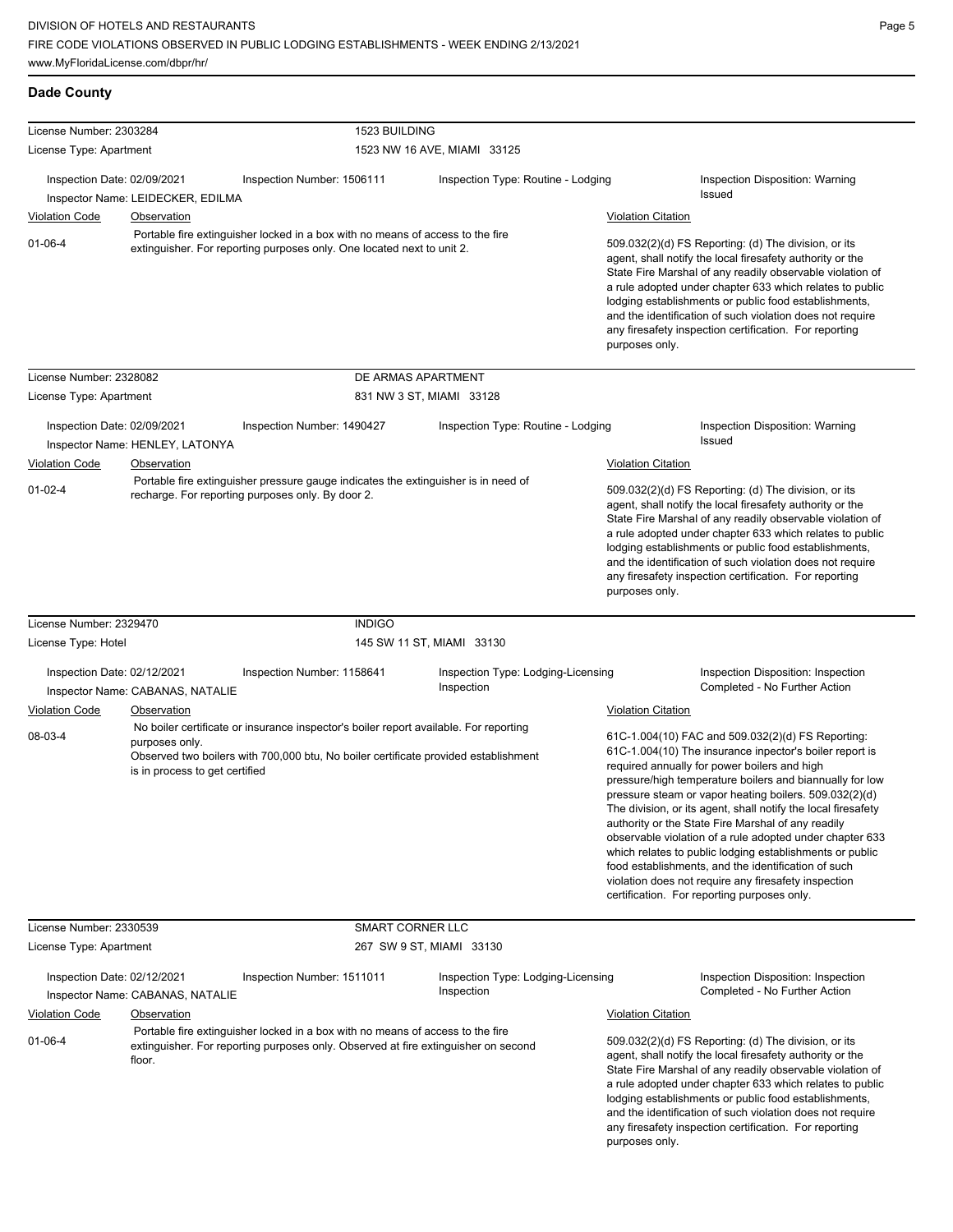## Dade County

**License Number:** 2303284
**License Type:** Apartment
**1523 BUILDING**
1523 NW 16 AVE, MIAMI 33125

Inspection Date: 02/09/2021 | Inspection Number: 1506111 | Inspection Type: Routine - Lodging | Inspection Disposition: Warning Issued
Inspector Name: LEIDECKER, EDILMA

| Violation Code | Observation | Violation Citation |
| --- | --- | --- |
| 01-06-4 | Portable fire extinguisher locked in a box with no means of access to the fire extinguisher. For reporting purposes only. One located next to unit 2. | 509.032(2)(d) FS Reporting: (d) The division, or its agent, shall notify the local firesafety authority or the State Fire Marshal of any readily observable violation of a rule adopted under chapter 633 which relates to public lodging establishments or public food establishments, and the identification of such violation does not require any firesafety inspection certification. For reporting purposes only. |

**License Number:** 2328082
**License Type:** Apartment
**DE ARMAS APARTMENT**
831 NW 3 ST, MIAMI 33128

Inspection Date: 02/09/2021 | Inspection Number: 1490427 | Inspection Type: Routine - Lodging | Inspection Disposition: Warning Issued
Inspector Name: HENLEY, LATONYA

| Violation Code | Observation | Violation Citation |
| --- | --- | --- |
| 01-02-4 | Portable fire extinguisher pressure gauge indicates the extinguisher is in need of recharge. For reporting purposes only. By door 2. | 509.032(2)(d) FS Reporting: (d) The division, or its agent, shall notify the local firesafety authority or the State Fire Marshal of any readily observable violation of a rule adopted under chapter 633 which relates to public lodging establishments or public food establishments, and the identification of such violation does not require any firesafety inspection certification. For reporting purposes only. |

**License Number:** 2329470
**License Type:** Hotel
**INDIGO**
145 SW 11 ST, MIAMI 33130

Inspection Date: 02/12/2021 | Inspection Number: 1158641 | Inspection Type: Lodging-Licensing Inspection | Inspection Disposition: Inspection Completed - No Further Action
Inspector Name: CABANAS, NATALIE

| Violation Code | Observation | Violation Citation |
| --- | --- | --- |
| 08-03-4 | No boiler certificate or insurance inspector's boiler report available. For reporting purposes only. Observed two boilers with 700,000 btu, No boiler certificate provided establishment is in process to get certified | 61C-1.004(10) FAC and 509.032(2)(d) FS Reporting: 61C-1.004(10) The insurance inpector's boiler report is required annually for power boilers and high pressure/high temperature boilers and biannually for low pressure steam or vapor heating boilers. 509.032(2)(d) The division, or its agent, shall notify the local firesafety authority or the State Fire Marshal of any readily observable violation of a rule adopted under chapter 633 which relates to public lodging establishments or public food establishments, and the identification of such violation does not require any firesafety inspection certification. For reporting purposes only. |

**License Number:** 2330539
**License Type:** Apartment
**SMART CORNER LLC**
267 SW 9 ST, MIAMI 33130

Inspection Date: 02/12/2021 | Inspection Number: 1511011 | Inspection Type: Lodging-Licensing Inspection | Inspection Disposition: Inspection Completed - No Further Action
Inspector Name: CABANAS, NATALIE

| Violation Code | Observation | Violation Citation |
| --- | --- | --- |
| 01-06-4 | Portable fire extinguisher locked in a box with no means of access to the fire extinguisher. For reporting purposes only. Observed at fire extinguisher on second floor. | 509.032(2)(d) FS Reporting: (d) The division, or its agent, shall notify the local firesafety authority or the State Fire Marshal of any readily observable violation of a rule adopted under chapter 633 which relates to public lodging establishments or public food establishments, and the identification of such violation does not require any firesafety inspection certification. For reporting purposes only. |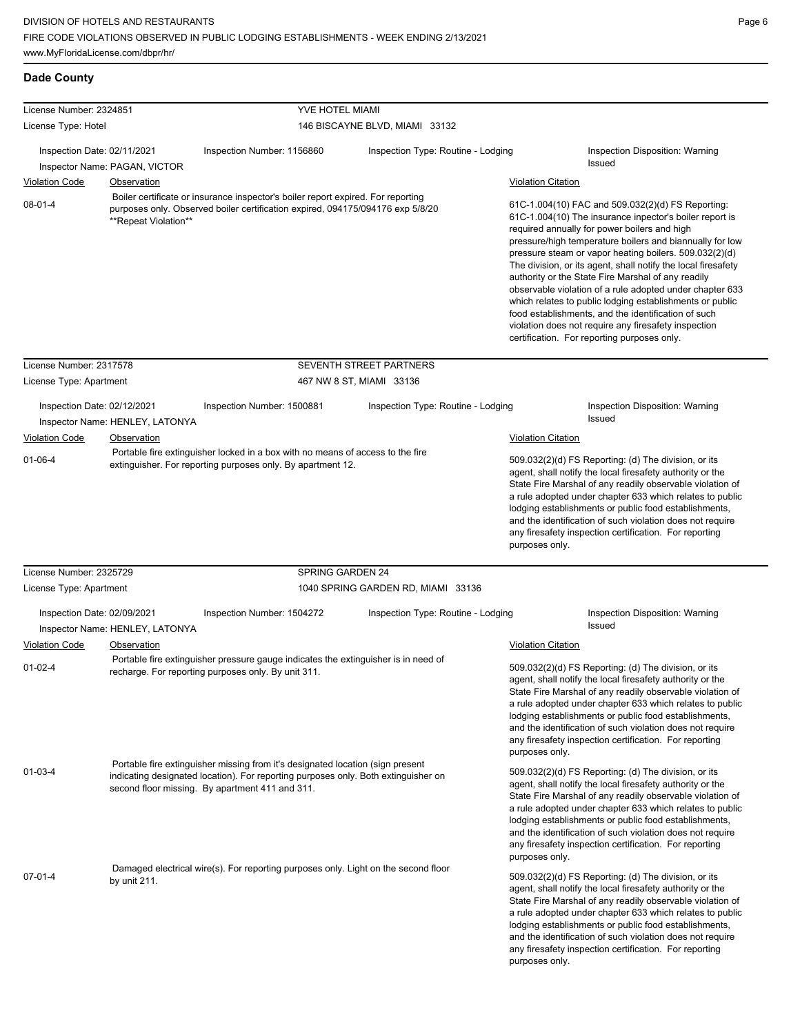DIVISION OF HOTELS AND RESTAURANTS
FIRE CODE VIOLATIONS OBSERVED IN PUBLIC LODGING ESTABLISHMENTS - WEEK ENDING 2/13/2021
www.MyFloridaLicense.com/dbpr/hr/

## Dade County

**License Number:** 2324851 — **YVE HOTEL MIAMI**
**License Type:** Hotel — 146 BISCAYNE BLVD, MIAMI 33132

Inspection Date: 02/11/2021 | Inspection Number: 1156860 | Inspection Type: Routine - Lodging | Inspection Disposition: Warning Issued
Inspector Name: PAGAN, VICTOR

| Violation Code | Observation | Violation Citation |
|---|---|---|
| 08-01-4 | Boiler certificate or insurance inspector's boiler report expired. For reporting purposes only. Observed boiler certification expired, 094175/094176 exp 5/8/20 **Repeat Violation** | 61C-1.004(10) FAC and 509.032(2)(d) FS Reporting: 61C-1.004(10) The insurance inpector's boiler report is required annually for power boilers and high pressure/high temperature boilers and biannually for low pressure steam or vapor heating boilers. 509.032(2)(d) The division, or its agent, shall notify the local firesafety authority or the State Fire Marshal of any readily observable violation of a rule adopted under chapter 633 which relates to public lodging establishments or public food establishments, and the identification of such violation does not require any firesafety inspection certification. For reporting purposes only. |

**License Number:** 2317578 — **SEVENTH STREET PARTNERS**
**License Type:** Apartment — 467 NW 8 ST, MIAMI 33136

Inspection Date: 02/12/2021 | Inspection Number: 1500881 | Inspection Type: Routine - Lodging | Inspection Disposition: Warning Issued
Inspector Name: HENLEY, LATONYA

| Violation Code | Observation | Violation Citation |
|---|---|---|
| 01-06-4 | Portable fire extinguisher locked in a box with no means of access to the fire extinguisher. For reporting purposes only. By apartment 12. | 509.032(2)(d) FS Reporting: (d) The division, or its agent, shall notify the local firesafety authority or the State Fire Marshal of any readily observable violation of a rule adopted under chapter 633 which relates to public lodging establishments or public food establishments, and the identification of such violation does not require any firesafety inspection certification. For reporting purposes only. |

**License Number:** 2325729 — **SPRING GARDEN 24**
**License Type:** Apartment — 1040 SPRING GARDEN RD, MIAMI 33136

Inspection Date: 02/09/2021 | Inspection Number: 1504272 | Inspection Type: Routine - Lodging | Inspection Disposition: Warning Issued
Inspector Name: HENLEY, LATONYA

| Violation Code | Observation | Violation Citation |
|---|---|---|
| 01-02-4 | Portable fire extinguisher pressure gauge indicates the extinguisher is in need of recharge. For reporting purposes only. By unit 311. | 509.032(2)(d) FS Reporting: (d) The division, or its agent, shall notify the local firesafety authority or the State Fire Marshal of any readily observable violation of a rule adopted under chapter 633 which relates to public lodging establishments or public food establishments, and the identification of such violation does not require any firesafety inspection certification. For reporting purposes only. |
| 01-03-4 | Portable fire extinguisher missing from it's designated location (sign present indicating designated location). For reporting purposes only. Both extinguisher on second floor missing. By apartment 411 and 311. | 509.032(2)(d) FS Reporting: (d) The division, or its agent, shall notify the local firesafety authority or the State Fire Marshal of any readily observable violation of a rule adopted under chapter 633 which relates to public lodging establishments or public food establishments, and the identification of such violation does not require any firesafety inspection certification. For reporting purposes only. |
| 07-01-4 | Damaged electrical wire(s). For reporting purposes only. Light on the second floor by unit 211. | 509.032(2)(d) FS Reporting: (d) The division, or its agent, shall notify the local firesafety authority or the State Fire Marshal of any readily observable violation of a rule adopted under chapter 633 which relates to public lodging establishments or public food establishments, and the identification of such violation does not require any firesafety inspection certification. For reporting purposes only. |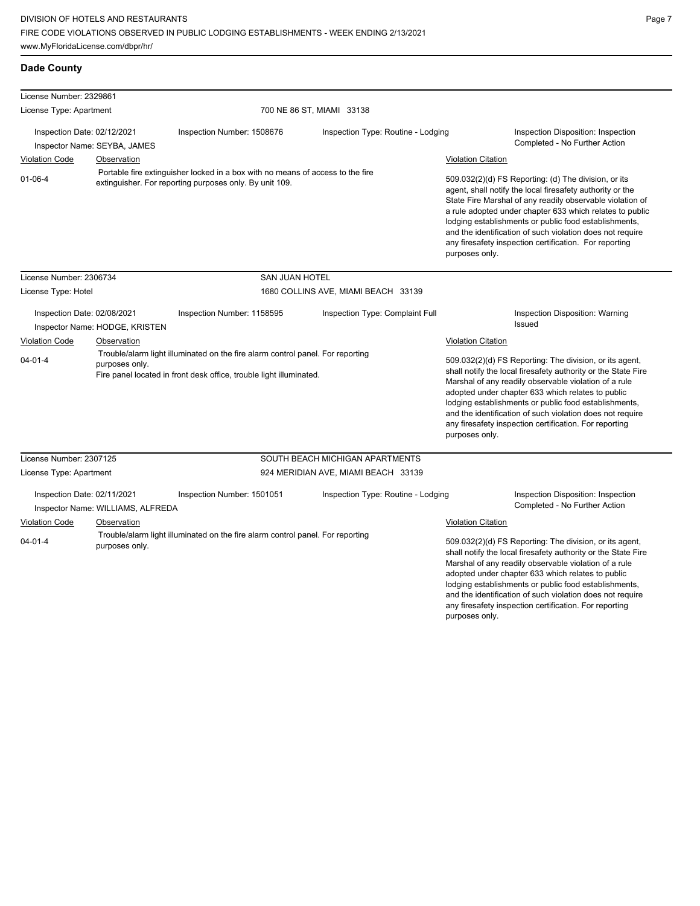## Dade County

**License Number:** 2329861

**License Type:** Apartment

700 NE 86 ST, MIAMI 33138

| Inspection Date: 02/12/2021 | Inspection Number: 1508676 | Inspection Type: Routine - Lodging | Inspection Disposition: Inspection Completed - No Further Action |
|---|---|---|---|

Inspector Name: SEYBA, JAMES

| Violation Code | Observation | Violation Citation |
|---|---|---|
| 01-06-4 | Portable fire extinguisher locked in a box with no means of access to the fire extinguisher. For reporting purposes only. By unit 109. | 509.032(2)(d) FS Reporting: (d) The division, or its agent, shall notify the local firesafety authority or the State Fire Marshal of any readily observable violation of a rule adopted under chapter 633 which relates to public lodging establishments or public food establishments, and the identification of such violation does not require any firesafety inspection certification. For reporting purposes only. |

---

**License Number:** 2306734

SAN JUAN HOTEL

**License Type:** Hotel

1680 COLLINS AVE, MIAMI BEACH 33139

| Inspection Date: 02/08/2021 | Inspection Number: 1158595 | Inspection Type: Complaint Full | Inspection Disposition: Warning Issued |
|---|---|---|---|

Inspector Name: HODGE, KRISTEN

| Violation Code | Observation | Violation Citation |
|---|---|---|
| 04-01-4 | Trouble/alarm light illuminated on the fire alarm control panel. For reporting purposes only. Fire panel located in front desk office, trouble light illuminated. | 509.032(2)(d) FS Reporting: The division, or its agent, shall notify the local firesafety authority or the State Fire Marshal of any readily observable violation of a rule adopted under chapter 633 which relates to public lodging establishments or public food establishments, and the identification of such violation does not require any firesafety inspection certification. For reporting purposes only. |

---

**License Number:** 2307125

SOUTH BEACH MICHIGAN APARTMENTS

**License Type:** Apartment

924 MERIDIAN AVE, MIAMI BEACH 33139

| Inspection Date: 02/11/2021 | Inspection Number: 1501051 | Inspection Type: Routine - Lodging | Inspection Disposition: Inspection Completed - No Further Action |
|---|---|---|---|

Inspector Name: WILLIAMS, ALFREDA

| Violation Code | Observation | Violation Citation |
|---|---|---|
| 04-01-4 | Trouble/alarm light illuminated on the fire alarm control panel. For reporting purposes only. | 509.032(2)(d) FS Reporting: The division, or its agent, shall notify the local firesafety authority or the State Fire Marshal of any readily observable violation of a rule adopted under chapter 633 which relates to public lodging establishments or public food establishments, and the identification of such violation does not require any firesafety inspection certification. For reporting purposes only. |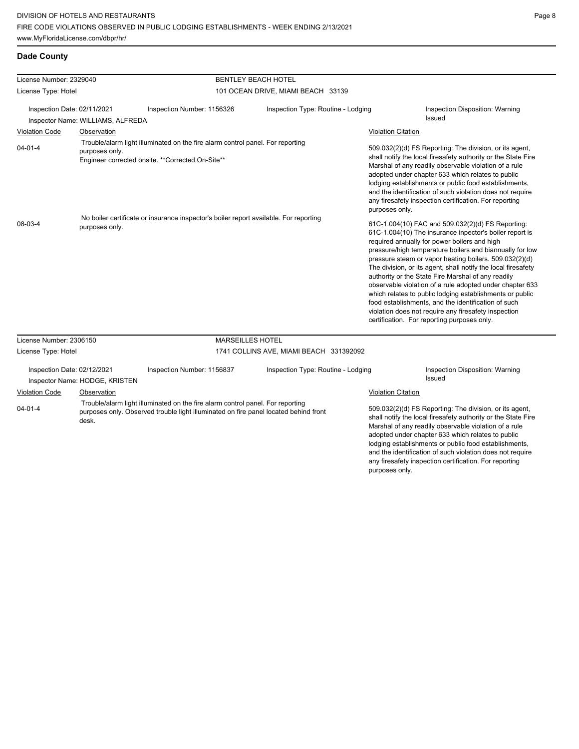## Dade County

**License Number:** 2329040 — **BENTLEY BEACH HOTEL**

**License Type:** Hotel — 101 OCEAN DRIVE, MIAMI BEACH 33139

Inspection Date: 02/11/2021 | Inspection Number: 1156326 | Inspection Type: Routine - Lodging | Inspection Disposition: Warning Issued

Inspector Name: WILLIAMS, ALFREDA

| Violation Code | Observation | Violation Citation |
| --- | --- | --- |
| 04-01-4 | Trouble/alarm light illuminated on the fire alarm control panel. For reporting purposes only. Engineer corrected onsite. \*\*Corrected On-Site\*\* | 509.032(2)(d) FS Reporting: The division, or its agent, shall notify the local firesafety authority or the State Fire Marshal of any readily observable violation of a rule adopted under chapter 633 which relates to public lodging establishments or public food establishments, and the identification of such violation does not require any firesafety inspection certification. For reporting purposes only. |
| 08-03-4 | No boiler certificate or insurance inspector's boiler report available. For reporting purposes only. | 61C-1.004(10) FAC and 509.032(2)(d) FS Reporting: 61C-1.004(10) The insurance inpector's boiler report is required annually for power boilers and high pressure/high temperature boilers and biannually for low pressure steam or vapor heating boilers. 509.032(2)(d) The division, or its agent, shall notify the local firesafety authority or the State Fire Marshal of any readily observable violation of a rule adopted under chapter 633 which relates to public lodging establishments or public food establishments, and the identification of such violation does not require any firesafety inspection certification. For reporting purposes only. |

**License Number:** 2306150 — **MARSEILLES HOTEL**

**License Type:** Hotel — 1741 COLLINS AVE, MIAMI BEACH 331392092

Inspection Date: 02/12/2021 | Inspection Number: 1156837 | Inspection Type: Routine - Lodging | Inspection Disposition: Warning Issued

Inspector Name: HODGE, KRISTEN

| Violation Code | Observation | Violation Citation |
| --- | --- | --- |
| 04-01-4 | Trouble/alarm light illuminated on the fire alarm control panel. For reporting purposes only. Observed trouble light illuminated on fire panel located behind front desk. | 509.032(2)(d) FS Reporting: The division, or its agent, shall notify the local firesafety authority or the State Fire Marshal of any readily observable violation of a rule adopted under chapter 633 which relates to public lodging establishments or public food establishments, and the identification of such violation does not require any firesafety inspection certification. For reporting purposes only. |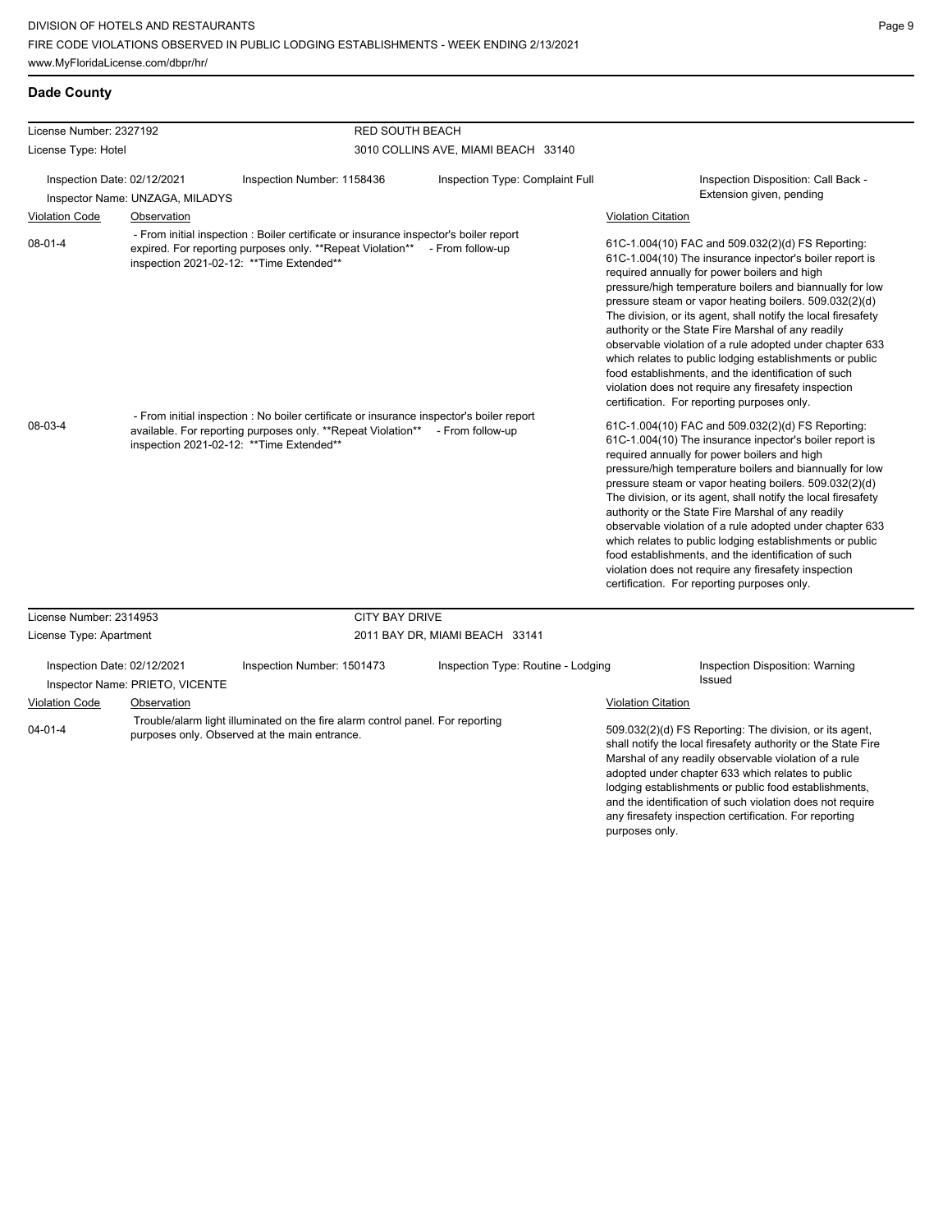## Dade County

| License Number: 2327192 | RED SOUTH BEACH |
|---|---|
| License Type: Hotel | 3010 COLLINS AVE, MIAMI BEACH 33140 |

Inspection Date: 02/12/2021 | Inspection Number: 1158436 | Inspection Type: Complaint Full | Inspection Disposition: Call Back - Extension given, pending

Inspector Name: UNZAGA, MILADYS

| Violation Code | Observation | Violation Citation |
|---|---|---|
| 08-01-4 | - From initial inspection : Boiler certificate or insurance inspector's boiler report expired. For reporting purposes only. **Repeat Violation** - From follow-up inspection 2021-02-12: **Time Extended** | 61C-1.004(10) FAC and 509.032(2)(d) FS Reporting: 61C-1.004(10) The insurance inpector's boiler report is required annually for power boilers and high pressure/high temperature boilers and biannually for low pressure steam or vapor heating boilers. 509.032(2)(d) The division, or its agent, shall notify the local firesafety authority or the State Fire Marshal of any readily observable violation of a rule adopted under chapter 633 which relates to public lodging establishments or public food establishments, and the identification of such violation does not require any firesafety inspection certification. For reporting purposes only. |
| 08-03-4 | - From initial inspection : No boiler certificate or insurance inspector's boiler report available. For reporting purposes only. **Repeat Violation** - From follow-up inspection 2021-02-12: **Time Extended** | 61C-1.004(10) FAC and 509.032(2)(d) FS Reporting: 61C-1.004(10) The insurance inpector's boiler report is required annually for power boilers and high pressure/high temperature boilers and biannually for low pressure steam or vapor heating boilers. 509.032(2)(d) The division, or its agent, shall notify the local firesafety authority or the State Fire Marshal of any readily observable violation of a rule adopted under chapter 633 which relates to public lodging establishments or public food establishments, and the identification of such violation does not require any firesafety inspection certification. For reporting purposes only. |

| License Number: 2314953 | CITY BAY DRIVE |
|---|---|
| License Type: Apartment | 2011 BAY DR, MIAMI BEACH 33141 |

Inspection Date: 02/12/2021 | Inspection Number: 1501473 | Inspection Type: Routine - Lodging | Inspection Disposition: Warning Issued

Inspector Name: PRIETO, VICENTE

| Violation Code | Observation | Violation Citation |
|---|---|---|
| 04-01-4 | Trouble/alarm light illuminated on the fire alarm control panel. For reporting purposes only. Observed at the main entrance. | 509.032(2)(d) FS Reporting: The division, or its agent, shall notify the local firesafety authority or the State Fire Marshal of any readily observable violation of a rule adopted under chapter 633 which relates to public lodging establishments or public food establishments, and the identification of such violation does not require any firesafety inspection certification. For reporting purposes only. |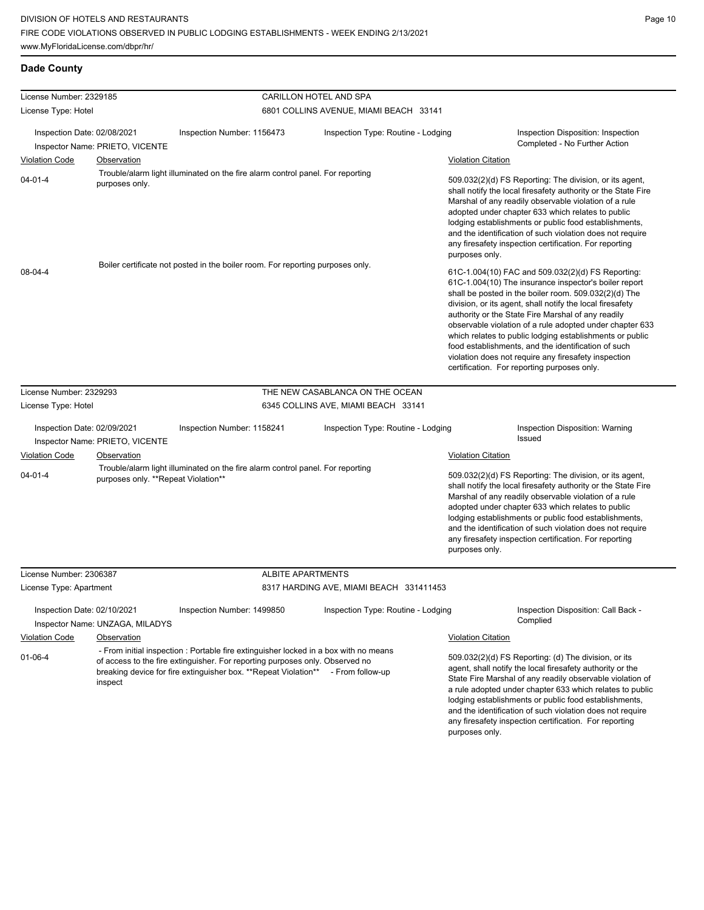## Dade County

**License Number:** 2329185 — CARILLON HOTEL AND SPA
**License Type:** Hotel — 6801 COLLINS AVENUE, MIAMI BEACH 33141

Inspection Date: 02/08/2021 | Inspection Number: 1156473 | Inspection Type: Routine - Lodging | Inspection Disposition: Inspection Completed - No Further Action
Inspector Name: PRIETO, VICENTE

| Violation Code | Observation | Violation Citation |
|---|---|---|
| 04-01-4 | Trouble/alarm light illuminated on the fire alarm control panel. For reporting purposes only. | 509.032(2)(d) FS Reporting: The division, or its agent, shall notify the local firesafety authority or the State Fire Marshal of any readily observable violation of a rule adopted under chapter 633 which relates to public lodging establishments or public food establishments, and the identification of such violation does not require any firesafety inspection certification. For reporting purposes only. |
| 08-04-4 | Boiler certificate not posted in the boiler room. For reporting purposes only. | 61C-1.004(10) FAC and 509.032(2)(d) FS Reporting: 61C-1.004(10) The insurance inspector's boiler report shall be posted in the boiler room. 509.032(2)(d) The division, or its agent, shall notify the local firesafety authority or the State Fire Marshal of any readily observable violation of a rule adopted under chapter 633 which relates to public lodging establishments or public food establishments, and the identification of such violation does not require any firesafety inspection certification. For reporting purposes only. |

**License Number:** 2329293 — THE NEW CASABLANCA ON THE OCEAN
**License Type:** Hotel — 6345 COLLINS AVE, MIAMI BEACH 33141

Inspection Date: 02/09/2021 | Inspection Number: 1158241 | Inspection Type: Routine - Lodging | Inspection Disposition: Warning Issued
Inspector Name: PRIETO, VICENTE

| Violation Code | Observation | Violation Citation |
|---|---|---|
| 04-01-4 | Trouble/alarm light illuminated on the fire alarm control panel. For reporting purposes only. **Repeat Violation** | 509.032(2)(d) FS Reporting: The division, or its agent, shall notify the local firesafety authority or the State Fire Marshal of any readily observable violation of a rule adopted under chapter 633 which relates to public lodging establishments or public food establishments, and the identification of such violation does not require any firesafety inspection certification. For reporting purposes only. |

**License Number:** 2306387 — ALBITE APARTMENTS
**License Type:** Apartment — 8317 HARDING AVE, MIAMI BEACH 331411453

Inspection Date: 02/10/2021 | Inspection Number: 1499850 | Inspection Type: Routine - Lodging | Inspection Disposition: Call Back - Complied
Inspector Name: UNZAGA, MILADYS

| Violation Code | Observation | Violation Citation |
|---|---|---|
| 01-06-4 | - From initial inspection : Portable fire extinguisher locked in a box with no means of access to the fire extinguisher. For reporting purposes only. Observed no breaking device for fire extinguisher box. **Repeat Violation** - From follow-up inspect | 509.032(2)(d) FS Reporting: (d) The division, or its agent, shall notify the local firesafety authority or the State Fire Marshal of any readily observable violation of a rule adopted under chapter 633 which relates to public lodging establishments or public food establishments, and the identification of such violation does not require any firesafety inspection certification. For reporting purposes only. |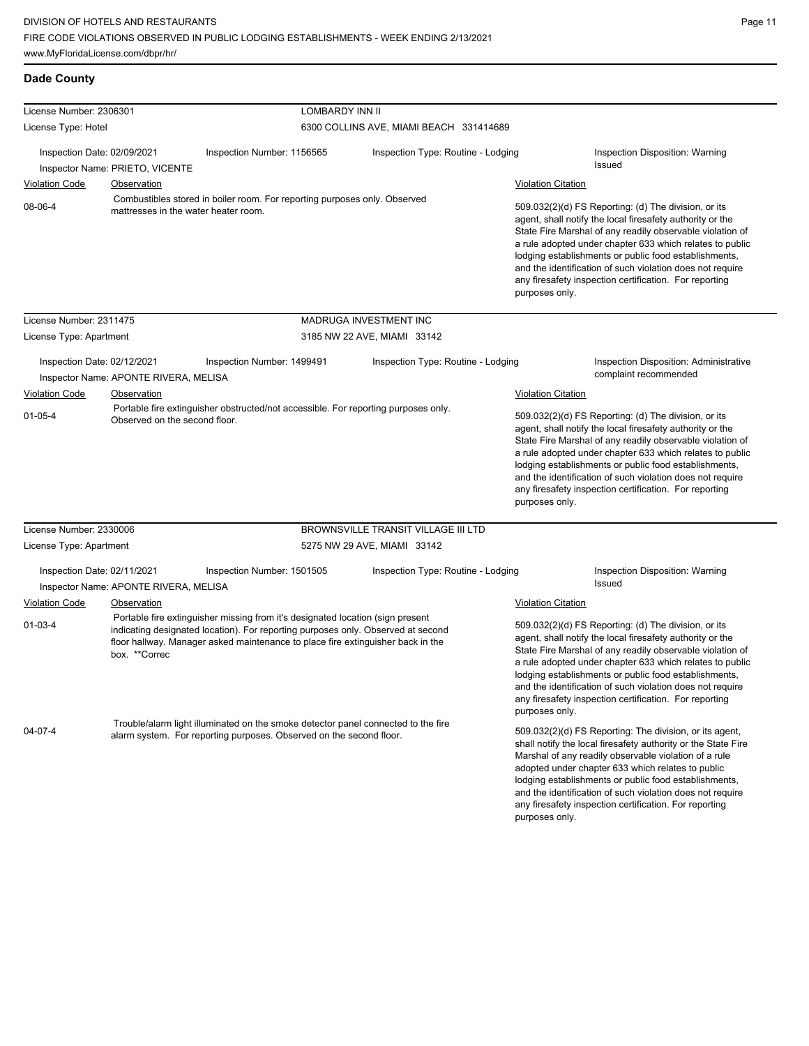## Dade County

| License Number: 2306301 | LOMBARDY INN II |
|---|---|
| License Type: Hotel | 6300 COLLINS AVE, MIAMI BEACH 331414689 |

Inspection Date: 02/09/2021 | Inspection Number: 1156565 | Inspection Type: Routine - Lodging | Inspection Disposition: Warning Issued

Inspector Name: PRIETO, VICENTE

| Violation Code | Observation | Violation Citation |
|---|---|---|
| 08-06-4 | Combustibles stored in boiler room. For reporting purposes only. Observed mattresses in the water heater room. | 509.032(2)(d) FS Reporting: (d) The division, or its agent, shall notify the local firesafety authority or the State Fire Marshal of any readily observable violation of a rule adopted under chapter 633 which relates to public lodging establishments or public food establishments, and the identification of such violation does not require any firesafety inspection certification. For reporting purposes only. |

| License Number: 2311475 | MADRUGA INVESTMENT INC |
|---|---|
| License Type: Apartment | 3185 NW 22 AVE, MIAMI 33142 |

Inspection Date: 02/12/2021 | Inspection Number: 1499491 | Inspection Type: Routine - Lodging | Inspection Disposition: Administrative complaint recommended

Inspector Name: APONTE RIVERA, MELISA

| Violation Code | Observation | Violation Citation |
|---|---|---|
| 01-05-4 | Portable fire extinguisher obstructed/not accessible. For reporting purposes only. Observed on the second floor. | 509.032(2)(d) FS Reporting: (d) The division, or its agent, shall notify the local firesafety authority or the State Fire Marshal of any readily observable violation of a rule adopted under chapter 633 which relates to public lodging establishments or public food establishments, and the identification of such violation does not require any firesafety inspection certification. For reporting purposes only. |

| License Number: 2330006 | BROWNSVILLE TRANSIT VILLAGE III LTD |
|---|---|
| License Type: Apartment | 5275 NW 29 AVE, MIAMI 33142 |

Inspection Date: 02/11/2021 | Inspection Number: 1501505 | Inspection Type: Routine - Lodging | Inspection Disposition: Warning Issued

Inspector Name: APONTE RIVERA, MELISA

| Violation Code | Observation | Violation Citation |
|---|---|---|
| 01-03-4 | Portable fire extinguisher missing from it's designated location (sign present indicating designated location). For reporting purposes only. Observed at second floor hallway. Manager asked maintenance to place fire extinguisher back in the box. **Correc | 509.032(2)(d) FS Reporting: (d) The division, or its agent, shall notify the local firesafety authority or the State Fire Marshal of any readily observable violation of a rule adopted under chapter 633 which relates to public lodging establishments or public food establishments, and the identification of such violation does not require any firesafety inspection certification. For reporting purposes only. |
| 04-07-4 | Trouble/alarm light illuminated on the smoke detector panel connected to the fire alarm system. For reporting purposes. Observed on the second floor. | 509.032(2)(d) FS Reporting: The division, or its agent, shall notify the local firesafety authority or the State Fire Marshal of any readily observable violation of a rule adopted under chapter 633 which relates to public lodging establishments or public food establishments, and the identification of such violation does not require any firesafety inspection certification. For reporting purposes only. |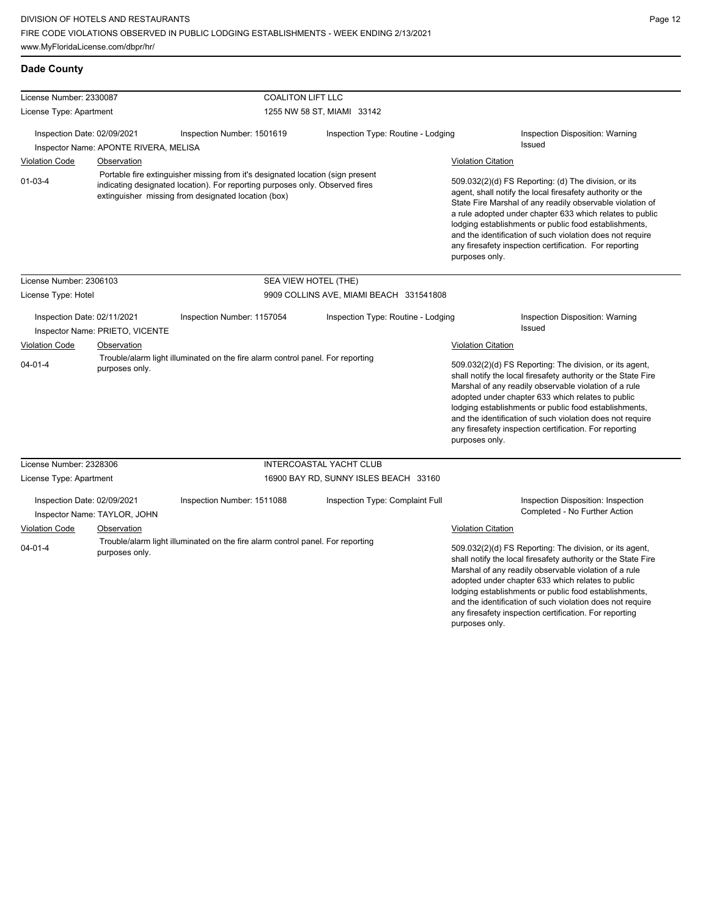## Dade County

| License Number: 2330087 | | COALITON LIFT LLC | |
|---|---|---|---|
| License Type: Apartment | | 1255 NW 58 ST, MIAMI 33142 | |
| Inspection Date: 02/09/2021 | Inspection Number: 1501619 | Inspection Type: Routine - Lodging | Inspection Disposition: Warning Issued |
| Inspector Name: APONTE RIVERA, MELISA | | | |

| Violation Code | Observation | Violation Citation |
|---|---|---|
| 01-03-4 | Portable fire extinguisher missing from it's designated location (sign present indicating designated location). For reporting purposes only. Observed fires extinguisher missing from designated location (box) | 509.032(2)(d) FS Reporting: (d) The division, or its agent, shall notify the local firesafety authority or the State Fire Marshal of any readily observable violation of a rule adopted under chapter 633 which relates to public lodging establishments or public food establishments, and the identification of such violation does not require any firesafety inspection certification. For reporting purposes only. |

| License Number: 2306103 | | SEA VIEW HOTEL (THE) | |
|---|---|---|---|
| License Type: Hotel | | 9909 COLLINS AVE, MIAMI BEACH 331541808 | |
| Inspection Date: 02/11/2021 | Inspection Number: 1157054 | Inspection Type: Routine - Lodging | Inspection Disposition: Warning Issued |
| Inspector Name: PRIETO, VICENTE | | | |

| Violation Code | Observation | Violation Citation |
|---|---|---|
| 04-01-4 | Trouble/alarm light illuminated on the fire alarm control panel. For reporting purposes only. | 509.032(2)(d) FS Reporting: The division, or its agent, shall notify the local firesafety authority or the State Fire Marshal of any readily observable violation of a rule adopted under chapter 633 which relates to public lodging establishments or public food establishments, and the identification of such violation does not require any firesafety inspection certification. For reporting purposes only. |

| License Number: 2328306 | | INTERCOASTAL YACHT CLUB | |
|---|---|---|---|
| License Type: Apartment | | 16900 BAY RD, SUNNY ISLES BEACH 33160 | |
| Inspection Date: 02/09/2021 | Inspection Number: 1511088 | Inspection Type: Complaint Full | Inspection Disposition: Inspection Completed - No Further Action |
| Inspector Name: TAYLOR, JOHN | | | |

| Violation Code | Observation | Violation Citation |
|---|---|---|
| 04-01-4 | Trouble/alarm light illuminated on the fire alarm control panel. For reporting purposes only. | 509.032(2)(d) FS Reporting: The division, or its agent, shall notify the local firesafety authority or the State Fire Marshal of any readily observable violation of a rule adopted under chapter 633 which relates to public lodging establishments or public food establishments, and the identification of such violation does not require any firesafety inspection certification. For reporting purposes only. |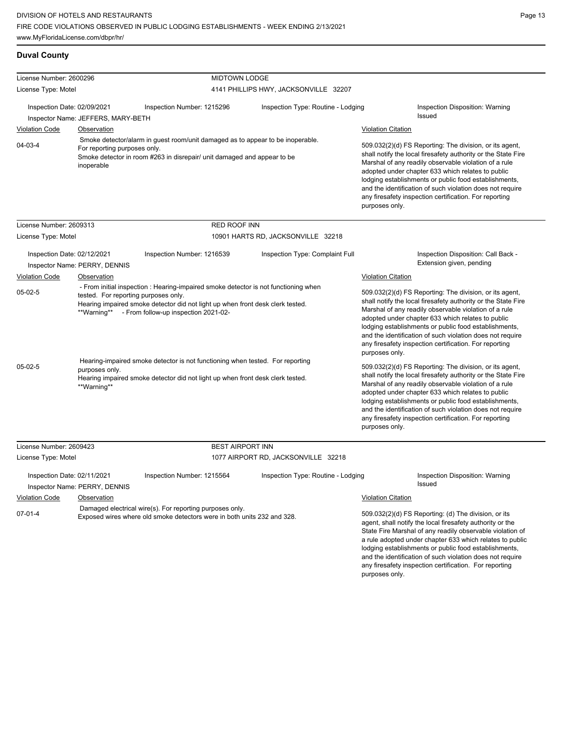## Duval County

| License Number: 2600296 | MIDTOWN LODGE |
|---|---|
| License Type: Motel | 4141 PHILLIPS HWY, JACKSONVILLE 32207 |

Inspection Date: 02/09/2021 — Inspection Number: 1215296 — Inspection Type: Routine - Lodging — Inspection Disposition: Warning Issued

Inspector Name: JEFFERS, MARY-BETH

| Violation Code | Observation | Violation Citation |
|---|---|---|
| 04-03-4 | Smoke detector/alarm in guest room/unit damaged as to appear to be inoperable. For reporting purposes only. Smoke detector in room #263 in disrepair/ unit damaged and appear to be inoperable | 509.032(2)(d) FS Reporting: The division, or its agent, shall notify the local firesafety authority or the State Fire Marshal of any readily observable violation of a rule adopted under chapter 633 which relates to public lodging establishments or public food establishments, and the identification of such violation does not require any firesafety inspection certification. For reporting purposes only. |

| License Number: 2609313 | RED ROOF INN |
|---|---|
| License Type: Motel | 10901 HARTS RD, JACKSONVILLE 32218 |

Inspection Date: 02/12/2021 — Inspection Number: 1216539 — Inspection Type: Complaint Full — Inspection Disposition: Call Back - Extension given, pending

Inspector Name: PERRY, DENNIS

| Violation Code | Observation | Violation Citation |
|---|---|---|
| 05-02-5 | - From initial inspection : Hearing-impaired smoke detector is not functioning when tested. For reporting purposes only. Hearing impaired smoke detector did not light up when front desk clerk tested. **Warning** - From follow-up inspection 2021-02- | 509.032(2)(d) FS Reporting: The division, or its agent, shall notify the local firesafety authority or the State Fire Marshal of any readily observable violation of a rule adopted under chapter 633 which relates to public lodging establishments or public food establishments, and the identification of such violation does not require any firesafety inspection certification. For reporting purposes only. |
| 05-02-5 | Hearing-impaired smoke detector is not functioning when tested. For reporting purposes only. Hearing impaired smoke detector did not light up when front desk clerk tested. **Warning** | 509.032(2)(d) FS Reporting: The division, or its agent, shall notify the local firesafety authority or the State Fire Marshal of any readily observable violation of a rule adopted under chapter 633 which relates to public lodging establishments or public food establishments, and the identification of such violation does not require any firesafety inspection certification. For reporting purposes only. |

| License Number: 2609423 | BEST AIRPORT INN |
|---|---|
| License Type: Motel | 1077 AIRPORT RD, JACKSONVILLE 32218 |

Inspection Date: 02/11/2021 — Inspection Number: 1215564 — Inspection Type: Routine - Lodging — Inspection Disposition: Warning Issued

Inspector Name: PERRY, DENNIS

| Violation Code | Observation | Violation Citation |
|---|---|---|
| 07-01-4 | Damaged electrical wire(s). For reporting purposes only. Exposed wires where old smoke detectors were in both units 232 and 328. | 509.032(2)(d) FS Reporting: (d) The division, or its agent, shall notify the local firesafety authority or the State Fire Marshal of any readily observable violation of a rule adopted under chapter 633 which relates to public lodging establishments or public food establishments, and the identification of such violation does not require any firesafety inspection certification. For reporting purposes only. |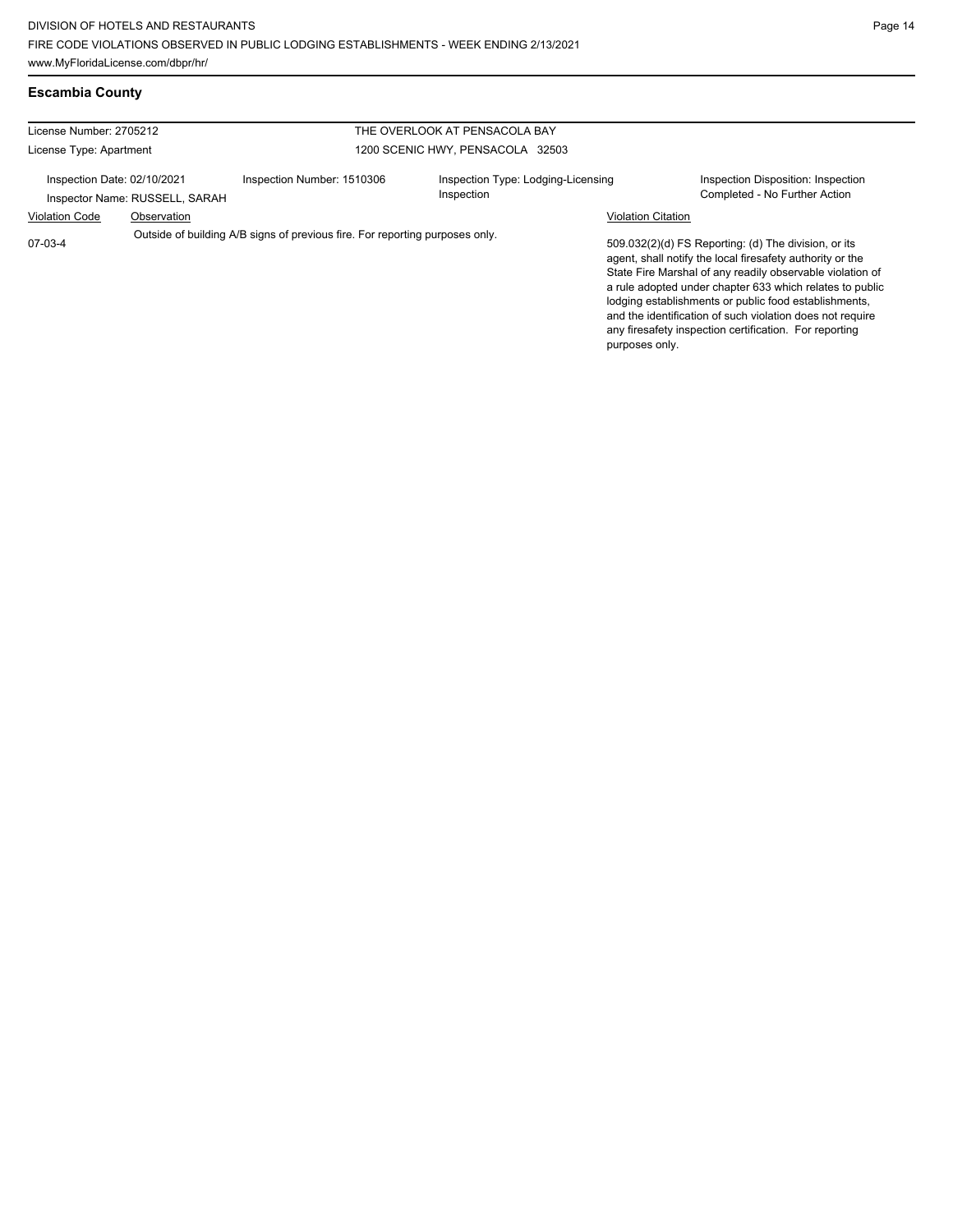## Escambia County

License Number: 2705212
License Type: Apartment

THE OVERLOOK AT PENSACOLA BAY
1200 SCENIC HWY, PENSACOLA 32503

Inspection Date: 02/10/2021
Inspector Name: RUSSELL, SARAH
Inspection Number: 1510306
Inspection Type: Lodging-Licensing Inspection
Inspection Disposition: Inspection Completed - No Further Action

| Violation Code | Observation | Violation Citation |
| --- | --- | --- |
| 07-03-4 | Outside of building A/B signs of previous fire. For reporting purposes only. | 509.032(2)(d) FS Reporting: (d) The division, or its agent, shall notify the local firesafety authority or the State Fire Marshal of any readily observable violation of a rule adopted under chapter 633 which relates to public lodging establishments or public food establishments, and the identification of such violation does not require any firesafety inspection certification. For reporting purposes only. |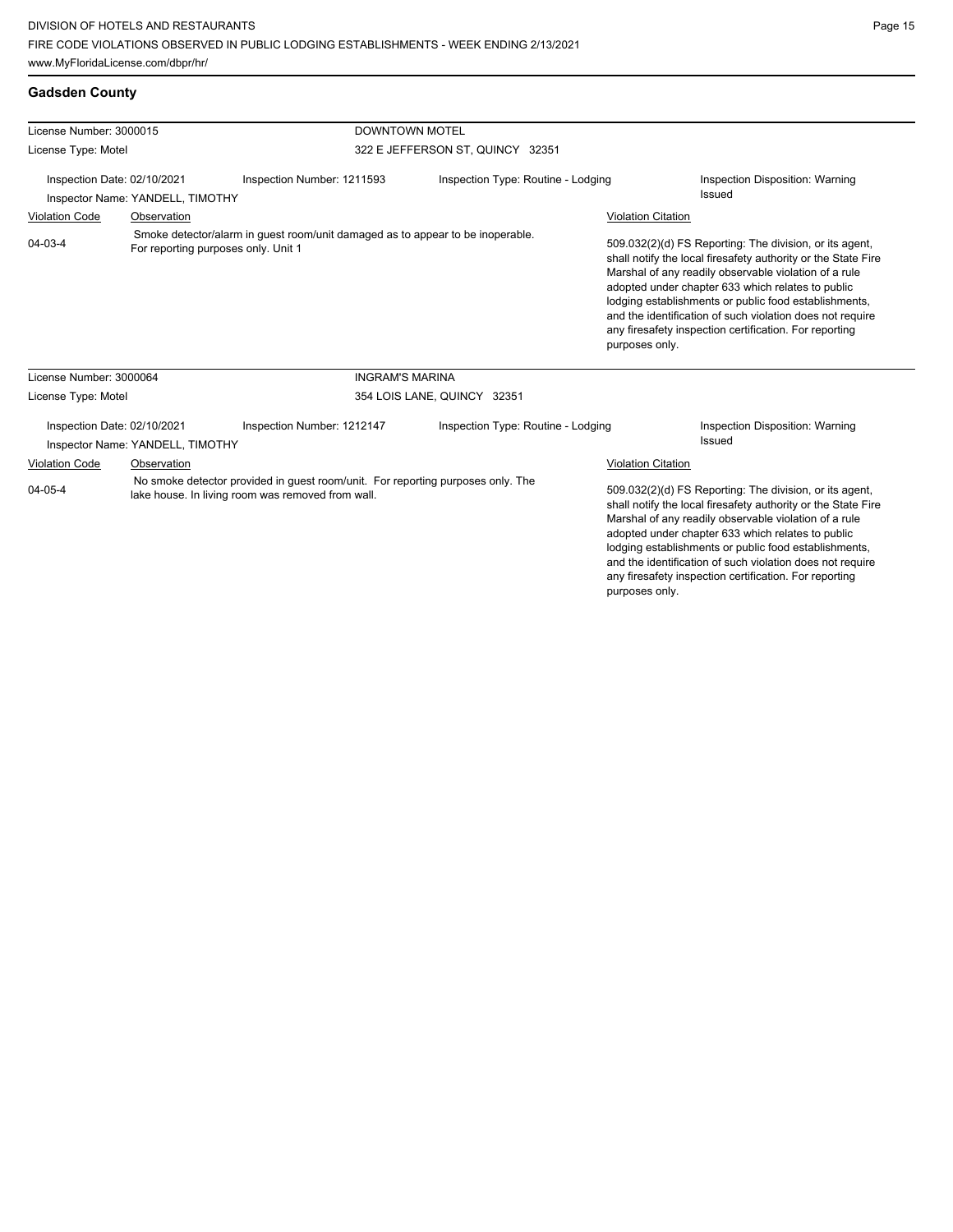## Gadsden County

**License Number:** 3000015 — **DOWNTOWN MOTEL**
**License Type:** Motel — 322 E JEFFERSON ST, QUINCY 32351

Inspection Date: 02/10/2021 | Inspection Number: 1211593 | Inspection Type: Routine - Lodging | Inspection Disposition: Warning Issued

Inspector Name: YANDELL, TIMOTHY

| Violation Code | Observation | Violation Citation |
|---|---|---|
| 04-03-4 | Smoke detector/alarm in guest room/unit damaged as to appear to be inoperable. For reporting purposes only. Unit 1 | 509.032(2)(d) FS Reporting: The division, or its agent, shall notify the local firesafety authority or the State Fire Marshal of any readily observable violation of a rule adopted under chapter 633 which relates to public lodging establishments or public food establishments, and the identification of such violation does not require any firesafety inspection certification. For reporting purposes only. |

**License Number:** 3000064 — **INGRAM'S MARINA**
**License Type:** Motel — 354 LOIS LANE, QUINCY 32351

Inspection Date: 02/10/2021 | Inspection Number: 1212147 | Inspection Type: Routine - Lodging | Inspection Disposition: Warning Issued

Inspector Name: YANDELL, TIMOTHY

| Violation Code | Observation | Violation Citation |
|---|---|---|
| 04-05-4 | No smoke detector provided in guest room/unit. For reporting purposes only. The lake house. In living room was removed from wall. | 509.032(2)(d) FS Reporting: The division, or its agent, shall notify the local firesafety authority or the State Fire Marshal of any readily observable violation of a rule adopted under chapter 633 which relates to public lodging establishments or public food establishments, and the identification of such violation does not require any firesafety inspection certification. For reporting purposes only. |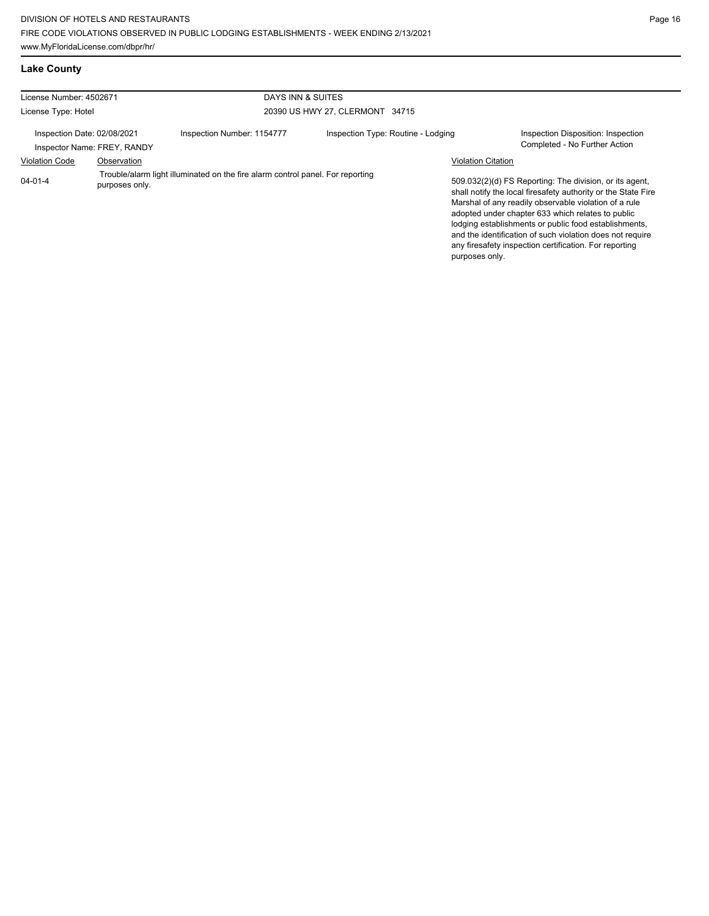## Lake County

License Number: 4502671

License Type: Hotel

DAYS INN & SUITES

20390 US HWY 27, CLERMONT 34715

Inspection Date: 02/08/2021

Inspector Name: FREY, RANDY

Inspection Number: 1154777

Inspection Type: Routine - Lodging

Inspection Disposition: Inspection Completed - No Further Action

| Violation Code | Observation | Violation Citation |
|---|---|---|
| 04-01-4 | Trouble/alarm light illuminated on the fire alarm control panel. For reporting purposes only. | 509.032(2)(d) FS Reporting: The division, or its agent, shall notify the local firesafety authority or the State Fire Marshal of any readily observable violation of a rule adopted under chapter 633 which relates to public lodging establishments or public food establishments, and the identification of such violation does not require any firesafety inspection certification. For reporting purposes only. |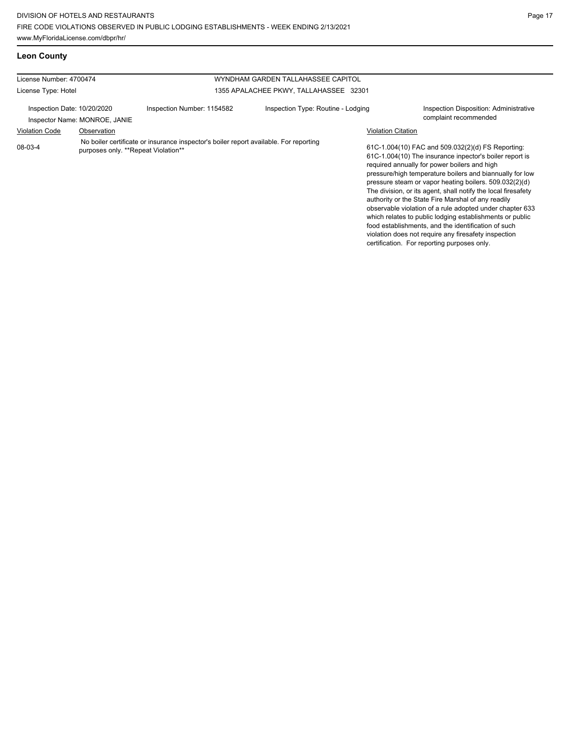## Leon County

| License Number: 4700474 | | WYNDHAM GARDEN TALLAHASSEE CAPITOL | |
|---|---|---|---|
| License Type: Hotel | | 1355 APALACHEE PKWY, TALLAHASSEE 32301 | |
| Inspection Date: 10/20/2020<br>Inspector Name: MONROE, JANIE | Inspection Number: 1154582 | Inspection Type: Routine - Lodging | Inspection Disposition: Administrative complaint recommended |

| Violation Code | Observation | Violation Citation |
|---|---|---|
| 08-03-4 | No boiler certificate or insurance inspector's boiler report available. For reporting purposes only. **Repeat Violation** | 61C-1.004(10) FAC and 509.032(2)(d) FS Reporting: 61C-1.004(10) The insurance inpector's boiler report is required annually for power boilers and high pressure/high temperature boilers and biannually for low pressure steam or vapor heating boilers. 509.032(2)(d) The division, or its agent, shall notify the local firesafety authority or the State Fire Marshal of any readily observable violation of a rule adopted under chapter 633 which relates to public lodging establishments or public food establishments, and the identification of such violation does not require any firesafety inspection certification. For reporting purposes only. |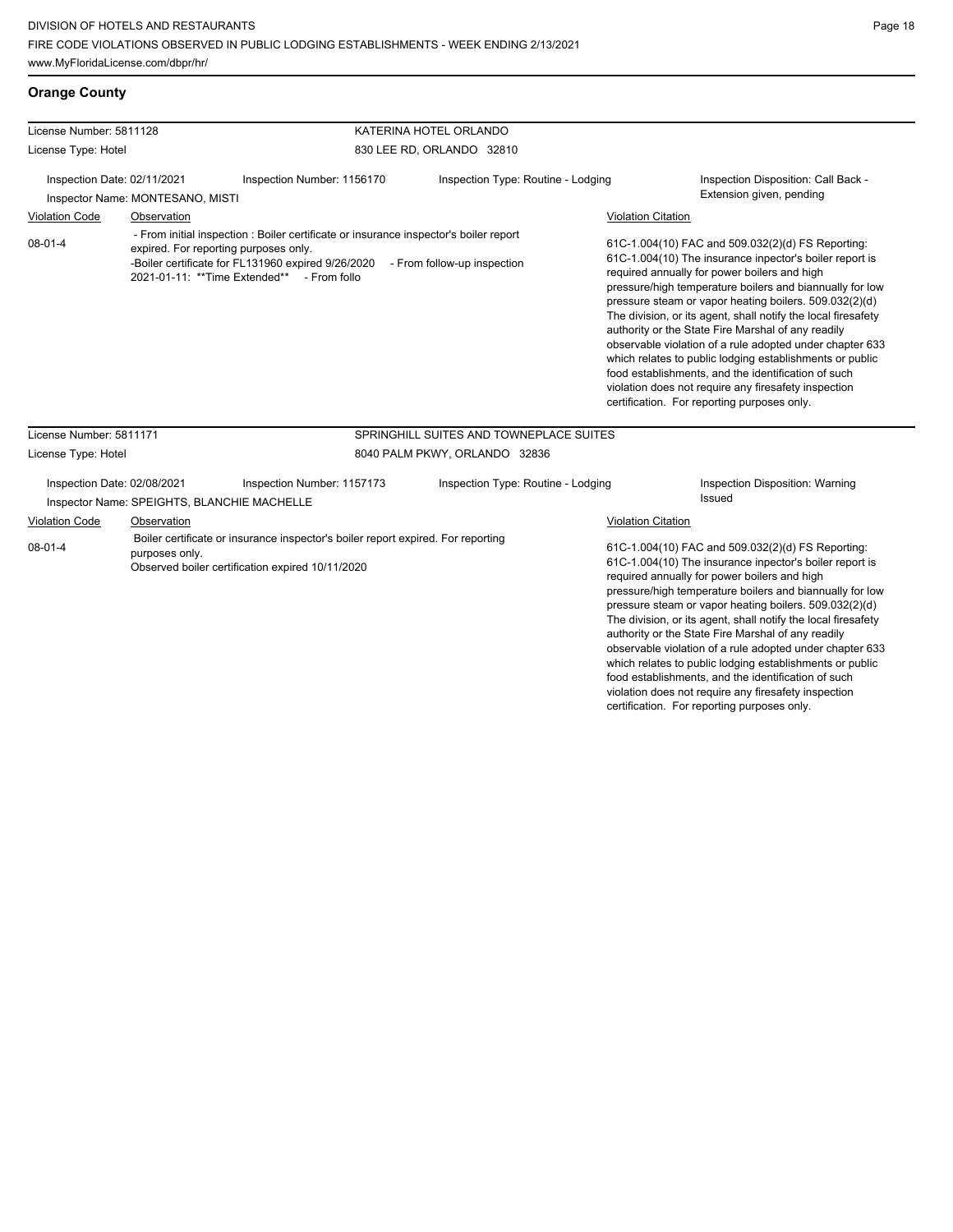DIVISION OF HOTELS AND RESTAURANTS
FIRE CODE VIOLATIONS OBSERVED IN PUBLIC LODGING ESTABLISHMENTS - WEEK ENDING 2/13/2021
www.MyFloridaLicense.com/dbpr/hr/

## Orange County

**License Number:** 5811128 — **KATERINA HOTEL ORLANDO**
**License Type:** Hotel — 830 LEE RD, ORLANDO 32810

Inspection Date: 02/11/2021 | Inspection Number: 1156170 | Inspection Type: Routine - Lodging | Inspection Disposition: Call Back - Extension given, pending

Inspector Name: MONTESANO, MISTI

| Violation Code | Observation | Violation Citation |
|---|---|---|
| 08-01-4 | - From initial inspection : Boiler certificate or insurance inspector's boiler report expired. For reporting purposes only. -Boiler certificate for FL131960 expired 9/26/2020 - From follow-up inspection 2021-01-11: \*\*Time Extended\*\* - From follo | 61C-1.004(10) FAC and 509.032(2)(d) FS Reporting: 61C-1.004(10) The insurance inpector's boiler report is required annually for power boilers and high pressure/high temperature boilers and biannually for low pressure steam or vapor heating boilers. 509.032(2)(d) The division, or its agent, shall notify the local firesafety authority or the State Fire Marshal of any readily observable violation of a rule adopted under chapter 633 which relates to public lodging establishments or public food establishments, and the identification of such violation does not require any firesafety inspection certification. For reporting purposes only. |

**License Number:** 5811171 — **SPRINGHILL SUITES AND TOWNEPLACE SUITES**
**License Type:** Hotel — 8040 PALM PKWY, ORLANDO 32836

Inspection Date: 02/08/2021 | Inspection Number: 1157173 | Inspection Type: Routine - Lodging | Inspection Disposition: Warning Issued

Inspector Name: SPEIGHTS, BLANCHIE MACHELLE

| Violation Code | Observation | Violation Citation |
|---|---|---|
| 08-01-4 | Boiler certificate or insurance inspector's boiler report expired. For reporting purposes only. Observed boiler certification expired 10/11/2020 | 61C-1.004(10) FAC and 509.032(2)(d) FS Reporting: 61C-1.004(10) The insurance inpector's boiler report is required annually for power boilers and high pressure/high temperature boilers and biannually for low pressure steam or vapor heating boilers. 509.032(2)(d) The division, or its agent, shall notify the local firesafety authority or the State Fire Marshal of any readily observable violation of a rule adopted under chapter 633 which relates to public lodging establishments or public food establishments, and the identification of such violation does not require any firesafety inspection certification. For reporting purposes only. |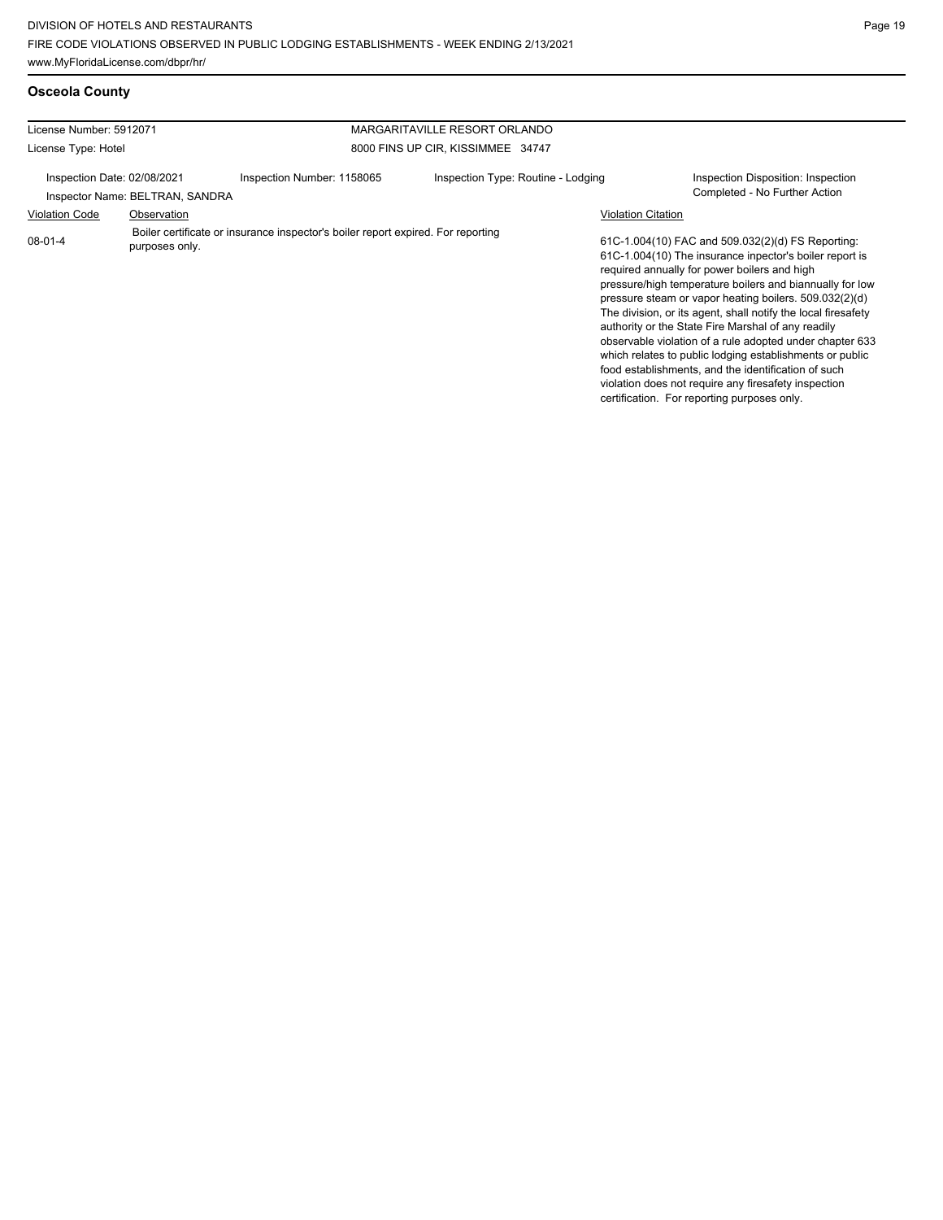## Osceola County

| License Number: 5912071 | MARGARITAVILLE RESORT ORLANDO |
|---|---|
| License Type: Hotel | 8000 FINS UP CIR, KISSIMMEE 34747 |

Inspection Date: 02/08/2021 | Inspection Number: 1158065 | Inspection Type: Routine - Lodging | Inspection Disposition: Inspection Completed - No Further Action

Inspector Name: BELTRAN, SANDRA

| Violation Code | Observation | Violation Citation |
|---|---|---|
| 08-01-4 | Boiler certificate or insurance inspector's boiler report expired. For reporting purposes only. | 61C-1.004(10) FAC and 509.032(2)(d) FS Reporting: 61C-1.004(10) The insurance inpector's boiler report is required annually for power boilers and high pressure/high temperature boilers and biannually for low pressure steam or vapor heating boilers. 509.032(2)(d) The division, or its agent, shall notify the local firesafety authority or the State Fire Marshal of any readily observable violation of a rule adopted under chapter 633 which relates to public lodging establishments or public food establishments, and the identification of such violation does not require any firesafety inspection certification. For reporting purposes only. |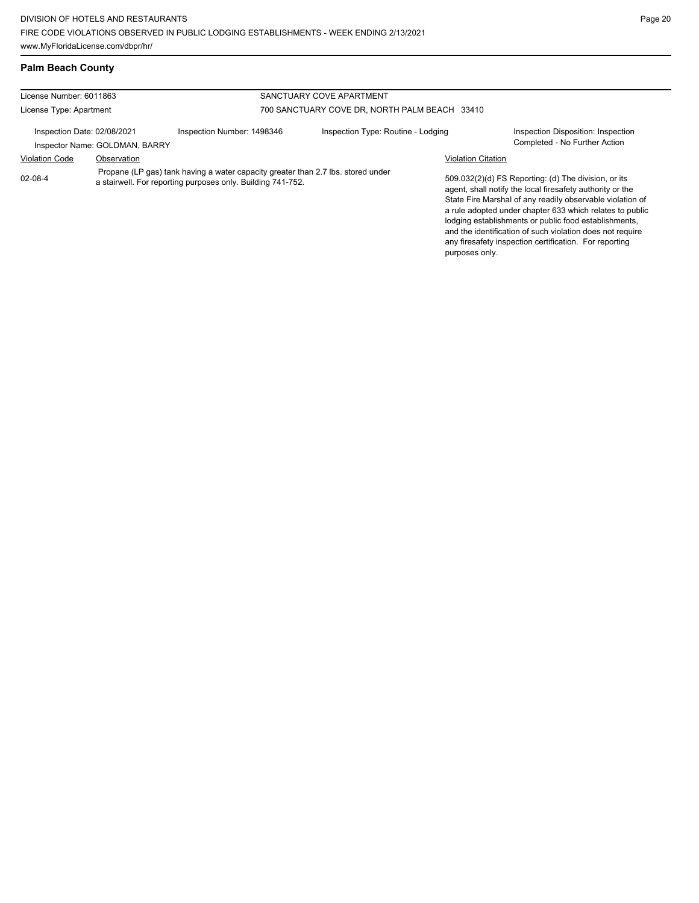## Palm Beach County

| License Number: 6011863 | | SANCTUARY COVE APARTMENT | |
|---|---|---|---|
| License Type: Apartment | | 700 SANCTUARY COVE DR, NORTH PALM BEACH 33410 | |
| Inspection Date: 02/08/2021 | Inspection Number: 1498346 | Inspection Type: Routine - Lodging | Inspection Disposition: Inspection Completed - No Further Action |
| Inspector Name: GOLDMAN, BARRY | | | |

| Violation Code | Observation | Violation Citation |
|---|---|---|
| 02-08-4 | Propane (LP gas) tank having a water capacity greater than 2.7 lbs. stored under a stairwell. For reporting purposes only. Building 741-752. | 509.032(2)(d) FS Reporting: (d) The division, or its agent, shall notify the local firesafety authority or the State Fire Marshal of any readily observable violation of a rule adopted under chapter 633 which relates to public lodging establishments or public food establishments, and the identification of such violation does not require any firesafety inspection certification. For reporting purposes only. |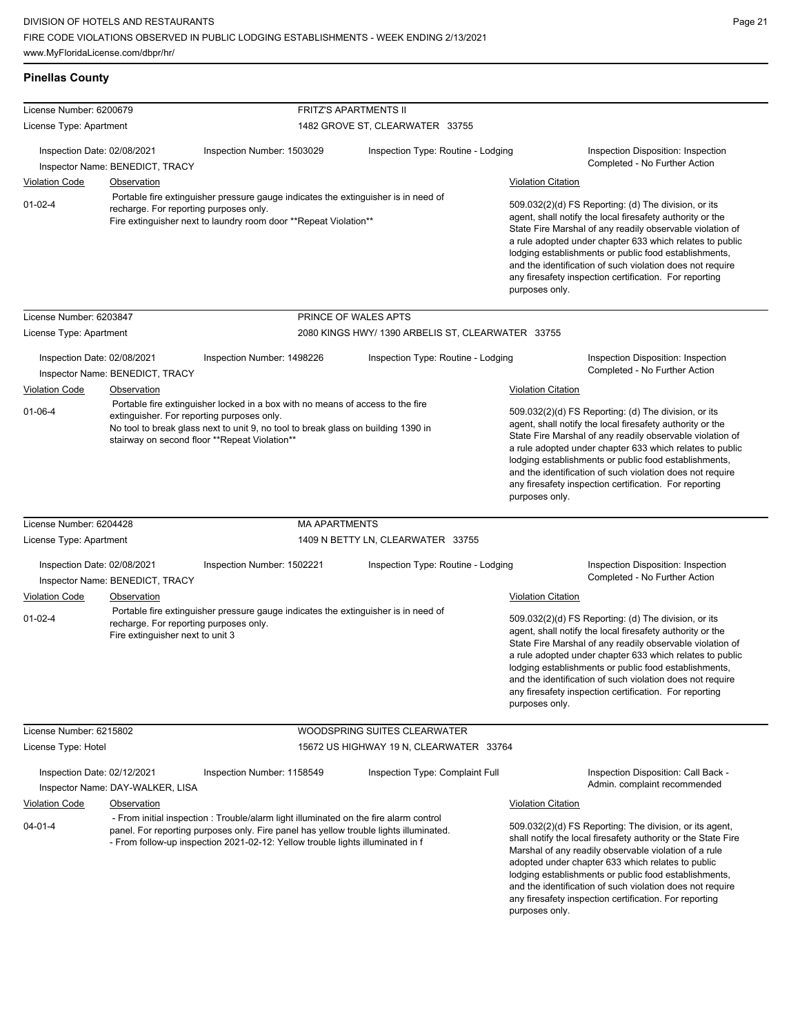## Pinellas County

| License Number: 6200679 | FRITZ'S APARTMENTS II | | |
|---|---|---|---|
| License Type: Apartment | 1482 GROVE ST, CLEARWATER 33755 | | |
| Inspection Date: 02/08/2021 | Inspection Number: 1503029 | Inspection Type: Routine - Lodging | Inspection Disposition: Inspection Completed - No Further Action |
| Inspector Name: BENEDICT, TRACY | | | |

| Violation Code | Observation | Violation Citation |
|---|---|---|
| 01-02-4 | Portable fire extinguisher pressure gauge indicates the extinguisher is in need of recharge. For reporting purposes only. Fire extinguisher next to laundry room door **Repeat Violation** | 509.032(2)(d) FS Reporting: (d) The division, or its agent, shall notify the local firesafety authority or the State Fire Marshal of any readily observable violation of a rule adopted under chapter 633 which relates to public lodging establishments or public food establishments, and the identification of such violation does not require any firesafety inspection certification. For reporting purposes only. |

| License Number: 6203847 | PRINCE OF WALES APTS | | |
|---|---|---|---|
| License Type: Apartment | 2080 KINGS HWY/ 1390 ARBELIS ST, CLEARWATER 33755 | | |
| Inspection Date: 02/08/2021 | Inspection Number: 1498226 | Inspection Type: Routine - Lodging | Inspection Disposition: Inspection Completed - No Further Action |
| Inspector Name: BENEDICT, TRACY | | | |

| Violation Code | Observation | Violation Citation |
|---|---|---|
| 01-06-4 | Portable fire extinguisher locked in a box with no means of access to the fire extinguisher. For reporting purposes only. No tool to break glass next to unit 9, no tool to break glass on building 1390 in stairway on second floor **Repeat Violation** | 509.032(2)(d) FS Reporting: (d) The division, or its agent, shall notify the local firesafety authority or the State Fire Marshal of any readily observable violation of a rule adopted under chapter 633 which relates to public lodging establishments or public food establishments, and the identification of such violation does not require any firesafety inspection certification. For reporting purposes only. |

| License Number: 6204428 | MA APARTMENTS | | |
|---|---|---|---|
| License Type: Apartment | 1409 N BETTY LN, CLEARWATER 33755 | | |
| Inspection Date: 02/08/2021 | Inspection Number: 1502221 | Inspection Type: Routine - Lodging | Inspection Disposition: Inspection Completed - No Further Action |
| Inspector Name: BENEDICT, TRACY | | | |

| Violation Code | Observation | Violation Citation |
|---|---|---|
| 01-02-4 | Portable fire extinguisher pressure gauge indicates the extinguisher is in need of recharge. For reporting purposes only. Fire extinguisher next to unit 3 | 509.032(2)(d) FS Reporting: (d) The division, or its agent, shall notify the local firesafety authority or the State Fire Marshal of any readily observable violation of a rule adopted under chapter 633 which relates to public lodging establishments or public food establishments, and the identification of such violation does not require any firesafety inspection certification. For reporting purposes only. |

| License Number: 6215802 | WOODSPRING SUITES CLEARWATER | | |
|---|---|---|---|
| License Type: Hotel | 15672 US HIGHWAY 19 N, CLEARWATER 33764 | | |
| Inspection Date: 02/12/2021 | Inspection Number: 1158549 | Inspection Type: Complaint Full | Inspection Disposition: Call Back - Admin. complaint recommended |
| Inspector Name: DAY-WALKER, LISA | | | |

| Violation Code | Observation | Violation Citation |
|---|---|---|
| 04-01-4 | - From initial inspection : Trouble/alarm light illuminated on the fire alarm control panel. For reporting purposes only. Fire panel has yellow trouble lights illuminated. - From follow-up inspection 2021-02-12: Yellow trouble lights illuminated in f | 509.032(2)(d) FS Reporting: The division, or its agent, shall notify the local firesafety authority or the State Fire Marshal of any readily observable violation of a rule adopted under chapter 633 which relates to public lodging establishments or public food establishments, and the identification of such violation does not require any firesafety inspection certification. For reporting purposes only. |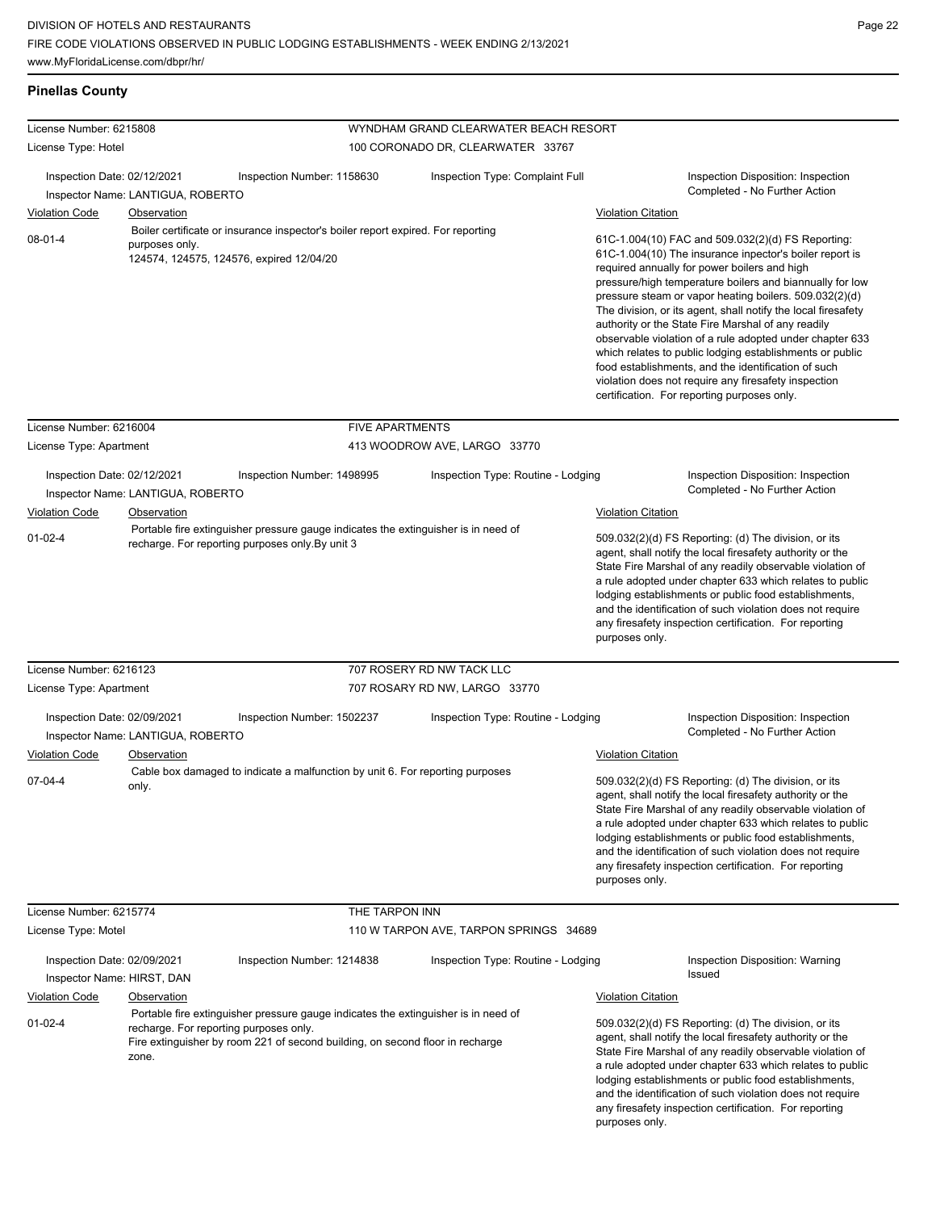## Pinellas County

**License Number:** 6215808 — WYNDHAM GRAND CLEARWATER BEACH RESORT
**License Type:** Hotel — 100 CORONADO DR, CLEARWATER 33767

Inspection Date: 02/12/2021 | Inspection Number: 1158630 | Inspection Type: Complaint Full | Inspection Disposition: Inspection Completed - No Further Action
Inspector Name: LANTIGUA, ROBERTO

| Violation Code | Observation | Violation Citation |
|---|---|---|
| 08-01-4 | Boiler certificate or insurance inspector's boiler report expired. For reporting purposes only. 124574, 124575, 124576, expired 12/04/20 | 61C-1.004(10) FAC and 509.032(2)(d) FS Reporting: 61C-1.004(10) The insurance inpector's boiler report is required annually for power boilers and high pressure/high temperature boilers and biannually for low pressure steam or vapor heating boilers. 509.032(2)(d) The division, or its agent, shall notify the local firesafety authority or the State Fire Marshal of any readily observable violation of a rule adopted under chapter 633 which relates to public lodging establishments or public food establishments, and the identification of such violation does not require any firesafety inspection certification. For reporting purposes only. |

**License Number:** 6216004 — FIVE APARTMENTS
**License Type:** Apartment — 413 WOODROW AVE, LARGO 33770

Inspection Date: 02/12/2021 | Inspection Number: 1498995 | Inspection Type: Routine - Lodging | Inspection Disposition: Inspection Completed - No Further Action
Inspector Name: LANTIGUA, ROBERTO

| Violation Code | Observation | Violation Citation |
|---|---|---|
| 01-02-4 | Portable fire extinguisher pressure gauge indicates the extinguisher is in need of recharge. For reporting purposes only.By unit 3 | 509.032(2)(d) FS Reporting: (d) The division, or its agent, shall notify the local firesafety authority or the State Fire Marshal of any readily observable violation of a rule adopted under chapter 633 which relates to public lodging establishments or public food establishments, and the identification of such violation does not require any firesafety inspection certification. For reporting purposes only. |

**License Number:** 6216123 — 707 ROSERY RD NW TACK LLC
**License Type:** Apartment — 707 ROSARY RD NW, LARGO 33770

Inspection Date: 02/09/2021 | Inspection Number: 1502237 | Inspection Type: Routine - Lodging | Inspection Disposition: Inspection Completed - No Further Action
Inspector Name: LANTIGUA, ROBERTO

| Violation Code | Observation | Violation Citation |
|---|---|---|
| 07-04-4 | Cable box damaged to indicate a malfunction by unit 6. For reporting purposes only. | 509.032(2)(d) FS Reporting: (d) The division, or its agent, shall notify the local firesafety authority or the State Fire Marshal of any readily observable violation of a rule adopted under chapter 633 which relates to public lodging establishments or public food establishments, and the identification of such violation does not require any firesafety inspection certification. For reporting purposes only. |

**License Number:** 6215774 — THE TARPON INN
**License Type:** Motel — 110 W TARPON AVE, TARPON SPRINGS 34689

Inspection Date: 02/09/2021 | Inspection Number: 1214838 | Inspection Type: Routine - Lodging | Inspection Disposition: Warning Issued
Inspector Name: HIRST, DAN

| Violation Code | Observation | Violation Citation |
|---|---|---|
| 01-02-4 | Portable fire extinguisher pressure gauge indicates the extinguisher is in need of recharge. For reporting purposes only. Fire extinguisher by room 221 of second building, on second floor in recharge zone. | 509.032(2)(d) FS Reporting: (d) The division, or its agent, shall notify the local firesafety authority or the State Fire Marshal of any readily observable violation of a rule adopted under chapter 633 which relates to public lodging establishments or public food establishments, and the identification of such violation does not require any firesafety inspection certification. For reporting purposes only. |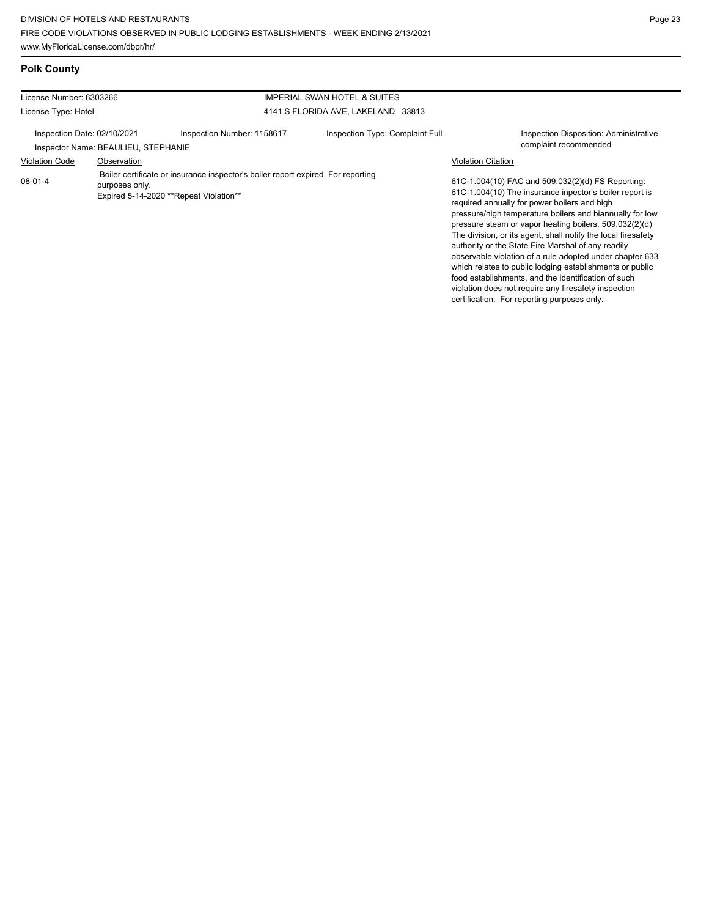## Polk County

License Number: 6303266
License Type: Hotel

IMPERIAL SWAN HOTEL & SUITES
4141 S FLORIDA AVE, LAKELAND 33813

Inspection Date: 02/10/2021
Inspection Number: 1158617
Inspection Type: Complaint Full
Inspection Disposition: Administrative complaint recommended
Inspector Name: BEAULIEU, STEPHANIE

| Violation Code | Observation | Violation Citation |
| --- | --- | --- |
| 08-01-4 | Boiler certificate or insurance inspector's boiler report expired. For reporting purposes only. Expired 5-14-2020 **Repeat Violation** | 61C-1.004(10) FAC and 509.032(2)(d) FS Reporting: 61C-1.004(10) The insurance inpector's boiler report is required annually for power boilers and high pressure/high temperature boilers and biannually for low pressure steam or vapor heating boilers. 509.032(2)(d) The division, or its agent, shall notify the local firesafety authority or the State Fire Marshal of any readily observable violation of a rule adopted under chapter 633 which relates to public lodging establishments or public food establishments, and the identification of such violation does not require any firesafety inspection certification. For reporting purposes only. |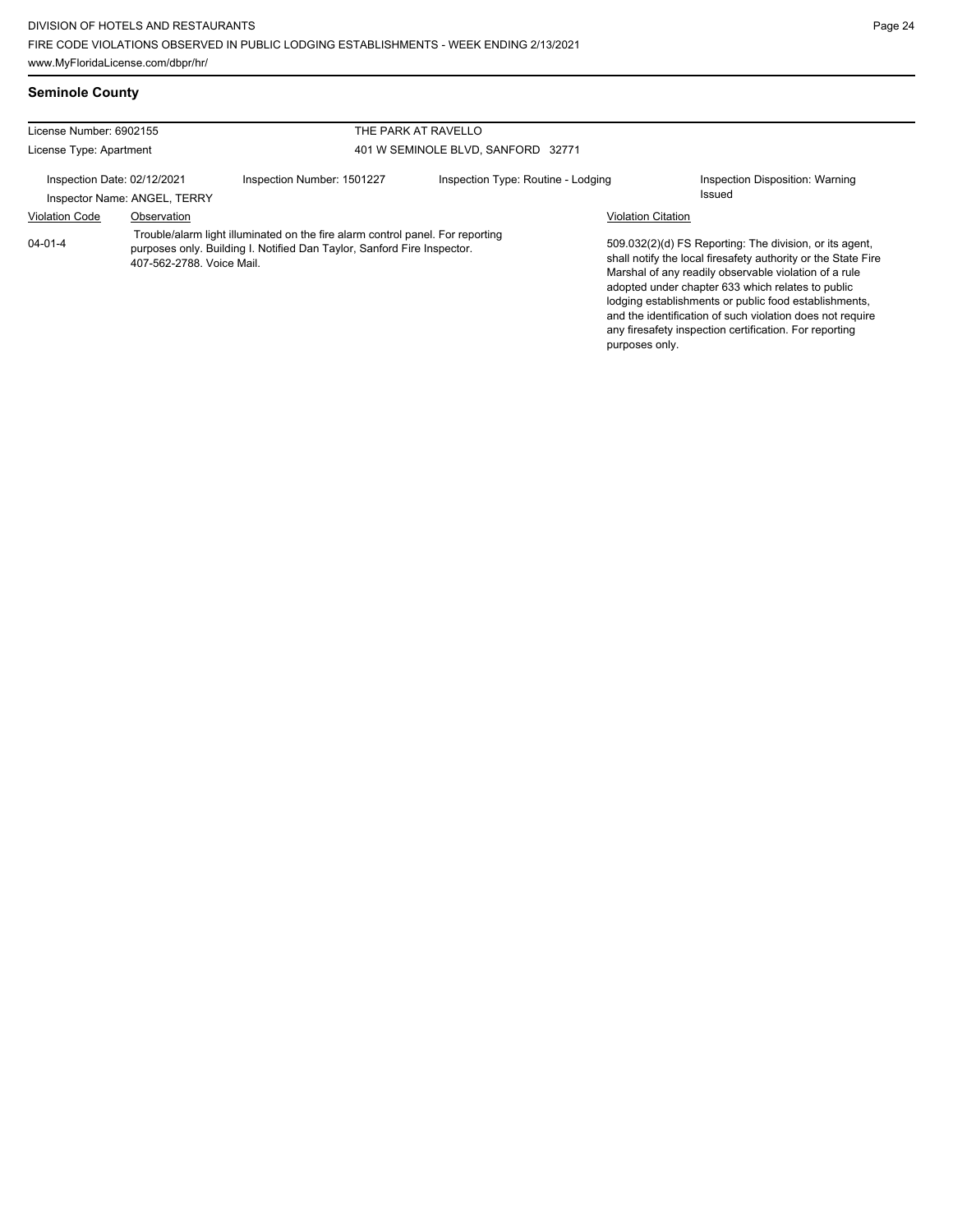## Seminole County

| License Number: 6902155 | | THE PARK AT RAVELLO | |
|---|---|---|---|
| License Type: Apartment | | 401 W SEMINOLE BLVD, SANFORD 32771 | |
| Inspection Date: 02/12/2021 | Inspection Number: 1501227 | Inspection Type: Routine - Lodging | Inspection Disposition: Warning Issued |
| Inspector Name: ANGEL, TERRY | | | |

| Violation Code | Observation | Violation Citation |
|---|---|---|
| 04-01-4 | Trouble/alarm light illuminated on the fire alarm control panel. For reporting purposes only. Building I. Notified Dan Taylor, Sanford Fire Inspector. 407-562-2788. Voice Mail. | 509.032(2)(d) FS Reporting: The division, or its agent, shall notify the local firesafety authority or the State Fire Marshal of any readily observable violation of a rule adopted under chapter 633 which relates to public lodging establishments or public food establishments, and the identification of such violation does not require any firesafety inspection certification. For reporting purposes only. |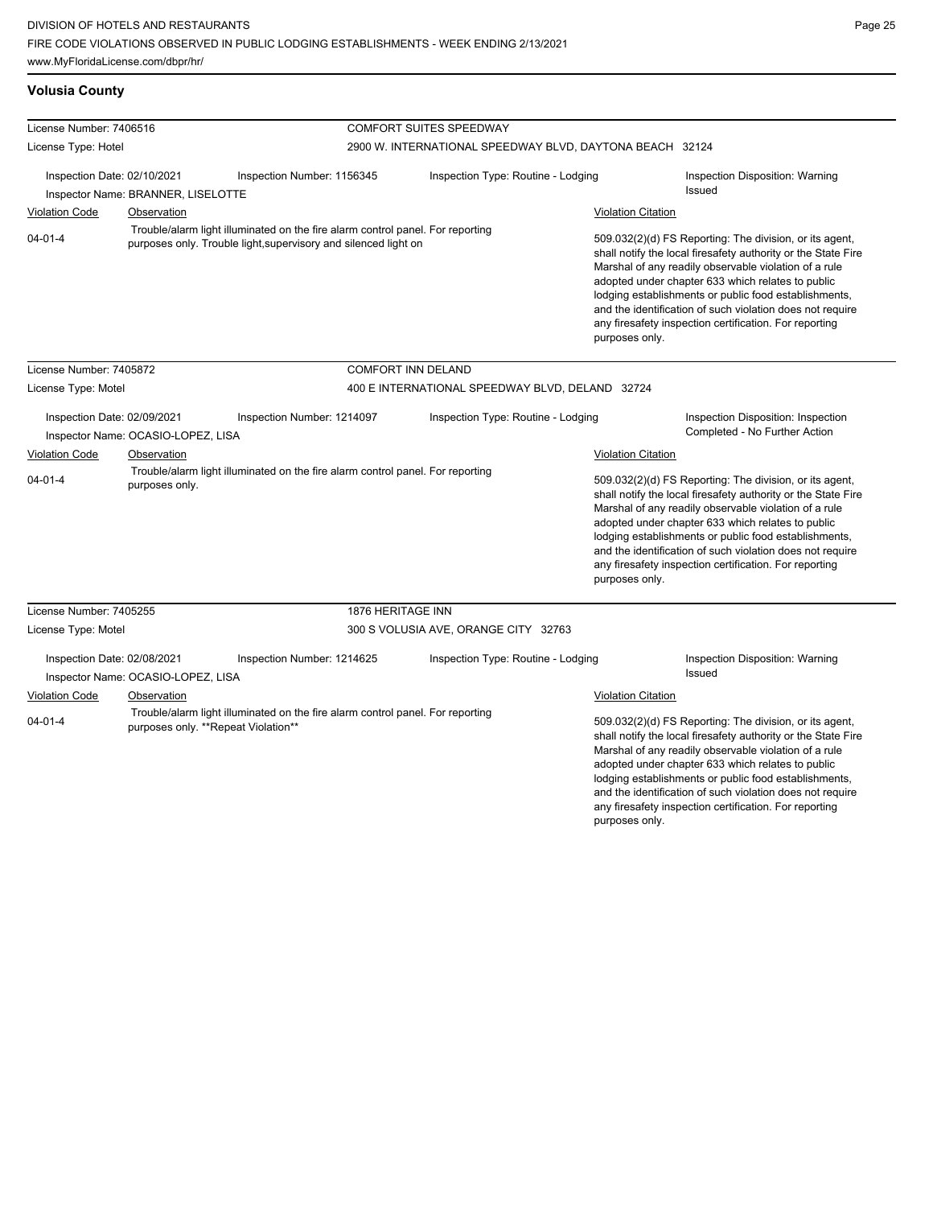## Volusia County

**License Number:** 7406516 — **COMFORT SUITES SPEEDWAY**
**License Type:** Hotel — 2900 W. INTERNATIONAL SPEEDWAY BLVD, DAYTONA BEACH 32124

Inspection Date: 02/10/2021 | Inspection Number: 1156345 | Inspection Type: Routine - Lodging | Inspection Disposition: Warning Issued
Inspector Name: BRANNER, LISELOTTE

| Violation Code | Observation | Violation Citation |
| --- | --- | --- |
| 04-01-4 | Trouble/alarm light illuminated on the fire alarm control panel. For reporting purposes only. Trouble light,supervisory and silenced light on | 509.032(2)(d) FS Reporting: The division, or its agent, shall notify the local firesafety authority or the State Fire Marshal of any readily observable violation of a rule adopted under chapter 633 which relates to public lodging establishments or public food establishments, and the identification of such violation does not require any firesafety inspection certification. For reporting purposes only. |

**License Number:** 7405872 — **COMFORT INN DELAND**
**License Type:** Motel — 400 E INTERNATIONAL SPEEDWAY BLVD, DELAND 32724

Inspection Date: 02/09/2021 | Inspection Number: 1214097 | Inspection Type: Routine - Lodging | Inspection Disposition: Inspection Completed - No Further Action
Inspector Name: OCASIO-LOPEZ, LISA

| Violation Code | Observation | Violation Citation |
| --- | --- | --- |
| 04-01-4 | Trouble/alarm light illuminated on the fire alarm control panel. For reporting purposes only. | 509.032(2)(d) FS Reporting: The division, or its agent, shall notify the local firesafety authority or the State Fire Marshal of any readily observable violation of a rule adopted under chapter 633 which relates to public lodging establishments or public food establishments, and the identification of such violation does not require any firesafety inspection certification. For reporting purposes only. |

**License Number:** 7405255 — **1876 HERITAGE INN**
**License Type:** Motel — 300 S VOLUSIA AVE, ORANGE CITY 32763

Inspection Date: 02/08/2021 | Inspection Number: 1214625 | Inspection Type: Routine - Lodging | Inspection Disposition: Warning Issued
Inspector Name: OCASIO-LOPEZ, LISA

| Violation Code | Observation | Violation Citation |
| --- | --- | --- |
| 04-01-4 | Trouble/alarm light illuminated on the fire alarm control panel. For reporting purposes only. **Repeat Violation** | 509.032(2)(d) FS Reporting: The division, or its agent, shall notify the local firesafety authority or the State Fire Marshal of any readily observable violation of a rule adopted under chapter 633 which relates to public lodging establishments or public food establishments, and the identification of such violation does not require any firesafety inspection certification. For reporting purposes only. |